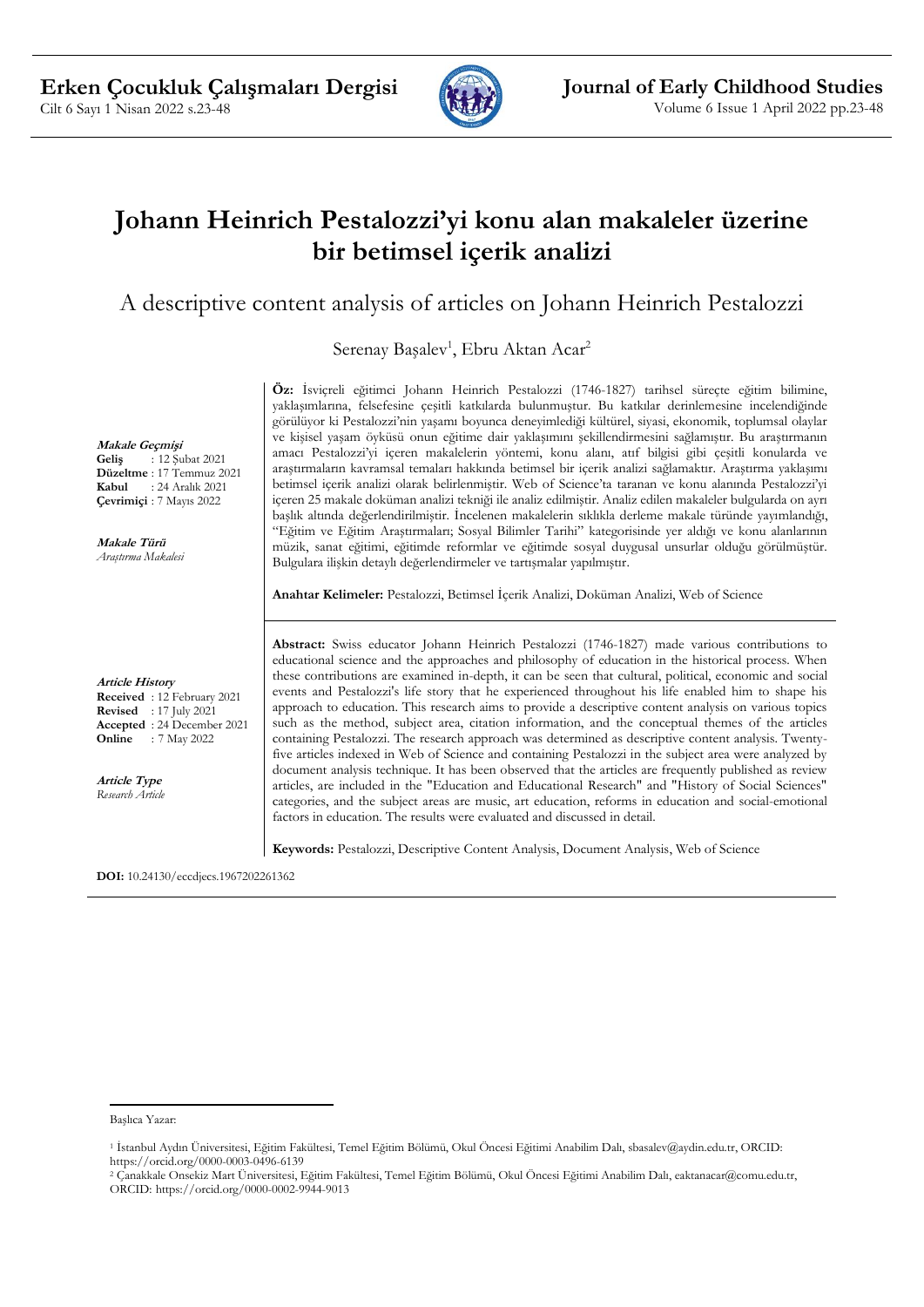# Johann Heinrich Pestalozzi'yi konu alan makaleler üzerine bir betimsel içerik analizi

## A descriptive content analysis of articles on Johann Heinrich Pestalozzi

Serenay Başalev[1], Ebru Aktan Acar[2]

**Makale Geçmişi**
**Geliş** : 12 Şubat 2021
**Düzeltme** : 17 Temmuz 2021
**Kabul** : 24 Aralık 2021
**Çevrimiçi** : 7 Mayıs 2022

**Makale Türü**
*Araştırma Makalesi*

**Öz:** İsviçreli eğitimci Johann Heinrich Pestalozzi (1746-1827) tarihsel süreçte eğitim bilimine, yaklaşımlarına, felsefesine çeşitli katkılarda bulunmuştur. Bu katkılar derinlemesine incelendiğinde görülüyor ki Pestalozzi'nin yaşamı boyunca deneyimlediği kültürel, siyasi, ekonomik, toplumsal olaylar ve kişisel yaşam öyküsü onun eğitime dair yaklaşımını şekillendirmesini sağlamıştır. Bu araştırmanın amacı Pestalozzi'yi içeren makalelerin yöntemi, konu alanı, atıf bilgisi gibi çeşitli konularda ve araştırmaların kavramsal temaları hakkında betimsel bir içerik analizi sağlamaktır. Araştırma yaklaşımı betimsel içerik analizi olarak belirlenmiştir. Web of Science'ta taranan ve konu alanında Pestalozzi'yi içeren 25 makale doküman analizi tekniği ile analiz edilmiştir. Analiz edilen makaleler bulgularda on ayrı başlık altında değerlendirilmiştir. İncelenen makalelerin sıklıkla derleme makale türünde yayımlandığı, "Eğitim ve Eğitim Araştırmaları; Sosyal Bilimler Tarihi" kategorisinde yer aldığı ve konu alanlarının müzik, sanat eğitimi, eğitimde reformlar ve eğitimde sosyal duygusal unsurlar olduğu görülmüştür. Bulgulara ilişkin detaylı değerlendirmeler ve tartışmalar yapılmıştır.

**Anahtar Kelimeler:** Pestalozzi, Betimsel İçerik Analizi, Doküman Analizi, Web of Science

**Article History**
**Received** : 12 February 2021
**Revised** : 17 July 2021
**Accepted** : 24 December 2021
**Online** : 7 May 2022

**Article Type**
*Research Article*

**Abstract:** Swiss educator Johann Heinrich Pestalozzi (1746-1827) made various contributions to educational science and the approaches and philosophy of education in the historical process. When these contributions are examined in-depth, it can be seen that cultural, political, economic and social events and Pestalozzi's life story that he experienced throughout his life enabled him to shape his approach to education. This research aims to provide a descriptive content analysis on various topics such as the method, subject area, citation information, and the conceptual themes of the articles containing Pestalozzi. The research approach was determined as descriptive content analysis. Twenty-five articles indexed in Web of Science and containing Pestalozzi in the subject area were analyzed by document analysis technique. It has been observed that the articles are frequently published as review articles, are included in the "Education and Educational Research" and "History of Social Sciences" categories, and the subject areas are music, art education, reforms in education and social-emotional factors in education. The results were evaluated and discussed in detail.

**Keywords:** Pestalozzi, Descriptive Content Analysis, Document Analysis, Web of Science

**DOI:** 10.24130/eccdjecs.1967202261362

---

Başlıca Yazar:

[1] İstanbul Aydın Üniversitesi, Eğitim Fakültesi, Temel Eğitim Bölümü, Okul Öncesi Eğitimi Anabilim Dalı, sbasalev@aydin.edu.tr, ORCID: https://orcid.org/0000-0003-0496-6139

[2] Çanakkale Onsekiz Mart Üniversitesi, Eğitim Fakültesi, Temel Eğitim Bölümü, Okul Öncesi Eğitimi Anabilim Dalı, eaktanacar@comu.edu.tr, ORCID: https://orcid.org/0000-0002-9944-9013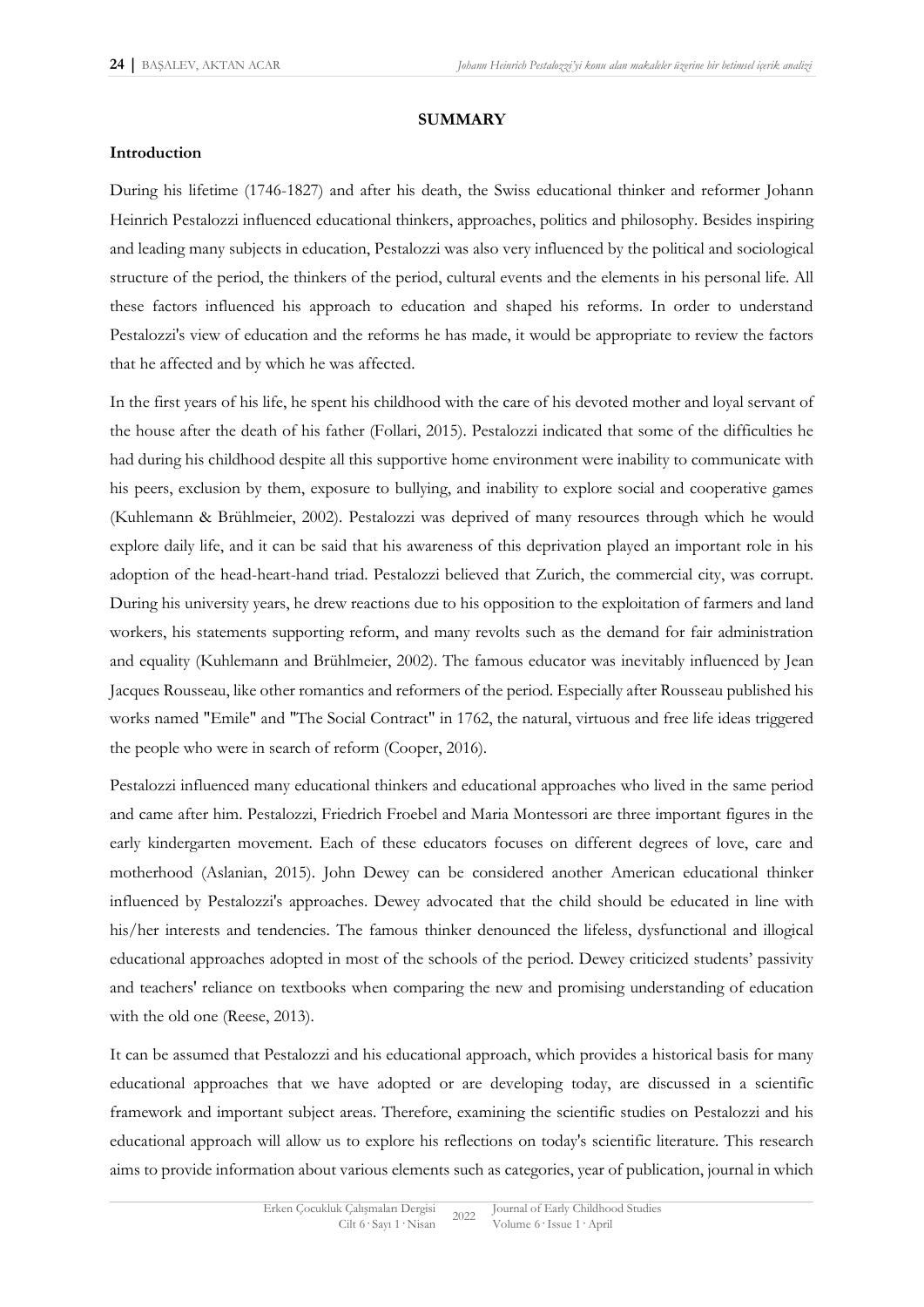## SUMMARY

### Introduction

During his lifetime (1746-1827) and after his death, the Swiss educational thinker and reformer Johann Heinrich Pestalozzi influenced educational thinkers, approaches, politics and philosophy. Besides inspiring and leading many subjects in education, Pestalozzi was also very influenced by the political and sociological structure of the period, the thinkers of the period, cultural events and the elements in his personal life. All these factors influenced his approach to education and shaped his reforms. In order to understand Pestalozzi's view of education and the reforms he has made, it would be appropriate to review the factors that he affected and by which he was affected.

In the first years of his life, he spent his childhood with the care of his devoted mother and loyal servant of the house after the death of his father (Follari, 2015). Pestalozzi indicated that some of the difficulties he had during his childhood despite all this supportive home environment were inability to communicate with his peers, exclusion by them, exposure to bullying, and inability to explore social and cooperative games (Kuhlemann & Brühlmeier, 2002). Pestalozzi was deprived of many resources through which he would explore daily life, and it can be said that his awareness of this deprivation played an important role in his adoption of the head-heart-hand triad. Pestalozzi believed that Zurich, the commercial city, was corrupt. During his university years, he drew reactions due to his opposition to the exploitation of farmers and land workers, his statements supporting reform, and many revolts such as the demand for fair administration and equality (Kuhlemann and Brühlmeier, 2002). The famous educator was inevitably influenced by Jean Jacques Rousseau, like other romantics and reformers of the period. Especially after Rousseau published his works named "Emile" and "The Social Contract" in 1762, the natural, virtuous and free life ideas triggered the people who were in search of reform (Cooper, 2016).

Pestalozzi influenced many educational thinkers and educational approaches who lived in the same period and came after him. Pestalozzi, Friedrich Froebel and Maria Montessori are three important figures in the early kindergarten movement. Each of these educators focuses on different degrees of love, care and motherhood (Aslanian, 2015). John Dewey can be considered another American educational thinker influenced by Pestalozzi's approaches. Dewey advocated that the child should be educated in line with his/her interests and tendencies. The famous thinker denounced the lifeless, dysfunctional and illogical educational approaches adopted in most of the schools of the period. Dewey criticized students' passivity and teachers' reliance on textbooks when comparing the new and promising understanding of education with the old one (Reese, 2013).

It can be assumed that Pestalozzi and his educational approach, which provides a historical basis for many educational approaches that we have adopted or are developing today, are discussed in a scientific framework and important subject areas. Therefore, examining the scientific studies on Pestalozzi and his educational approach will allow us to explore his reflections on today's scientific literature. This research aims to provide information about various elements such as categories, year of publication, journal in which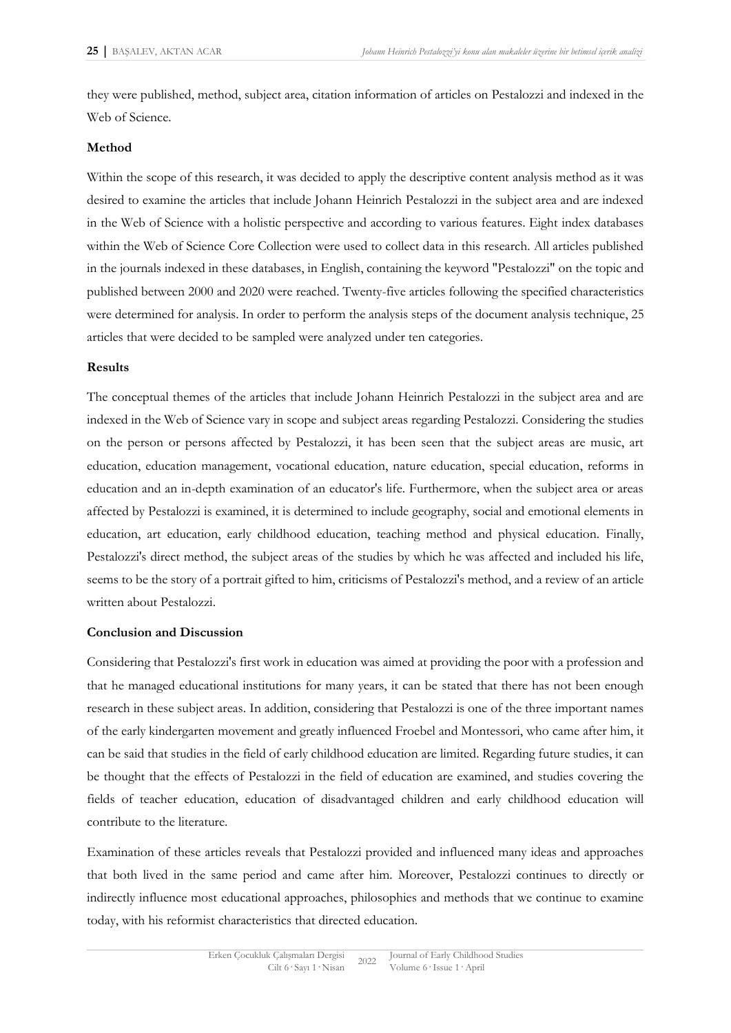they were published, method, subject area, citation information of articles on Pestalozzi and indexed in the Web of Science.

**Method**

Within the scope of this research, it was decided to apply the descriptive content analysis method as it was desired to examine the articles that include Johann Heinrich Pestalozzi in the subject area and are indexed in the Web of Science with a holistic perspective and according to various features. Eight index databases within the Web of Science Core Collection were used to collect data in this research. All articles published in the journals indexed in these databases, in English, containing the keyword "Pestalozzi" on the topic and published between 2000 and 2020 were reached. Twenty-five articles following the specified characteristics were determined for analysis. In order to perform the analysis steps of the document analysis technique, 25 articles that were decided to be sampled were analyzed under ten categories.

**Results**

The conceptual themes of the articles that include Johann Heinrich Pestalozzi in the subject area and are indexed in the Web of Science vary in scope and subject areas regarding Pestalozzi. Considering the studies on the person or persons affected by Pestalozzi, it has been seen that the subject areas are music, art education, education management, vocational education, nature education, special education, reforms in education and an in-depth examination of an educator's life. Furthermore, when the subject area or areas affected by Pestalozzi is examined, it is determined to include geography, social and emotional elements in education, art education, early childhood education, teaching method and physical education. Finally, Pestalozzi's direct method, the subject areas of the studies by which he was affected and included his life, seems to be the story of a portrait gifted to him, criticisms of Pestalozzi's method, and a review of an article written about Pestalozzi.

**Conclusion and Discussion**

Considering that Pestalozzi's first work in education was aimed at providing the poor with a profession and that he managed educational institutions for many years, it can be stated that there has not been enough research in these subject areas. In addition, considering that Pestalozzi is one of the three important names of the early kindergarten movement and greatly influenced Froebel and Montessori, who came after him, it can be said that studies in the field of early childhood education are limited. Regarding future studies, it can be thought that the effects of Pestalozzi in the field of education are examined, and studies covering the fields of teacher education, education of disadvantaged children and early childhood education will contribute to the literature.

Examination of these articles reveals that Pestalozzi provided and influenced many ideas and approaches that both lived in the same period and came after him. Moreover, Pestalozzi continues to directly or indirectly influence most educational approaches, philosophies and methods that we continue to examine today, with his reformist characteristics that directed education.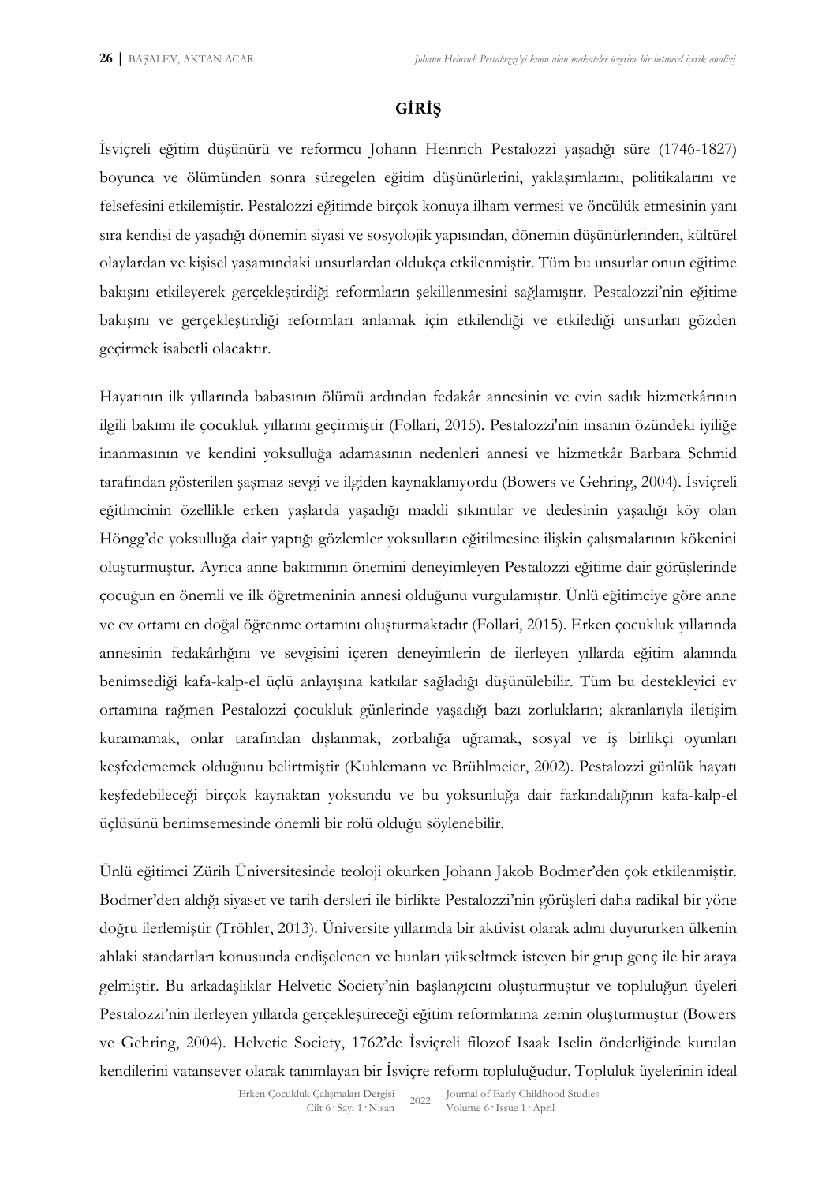## GİRİŞ

İsviçreli eğitim düşünürü ve reformcu Johann Heinrich Pestalozzi yaşadığı süre (1746-1827) boyunca ve ölümünden sonra süregelen eğitim düşünürlerini, yaklaşımlarını, politikalarını ve felsefesini etkilemiştir. Pestalozzi eğitimde birçok konuya ilham vermesi ve öncülük etmesinin yanı sıra kendisi de yaşadığı dönemin siyasi ve sosyolojik yapısından, dönemin düşünürlerinden, kültürel olaylardan ve kişisel yaşamındaki unsurlardan oldukça etkilenmiştir. Tüm bu unsurlar onun eğitime bakışını etkileyerek gerçekleştirdiği reformların şekillenmesini sağlamıştır. Pestalozzi'nin eğitime bakışını ve gerçekleştirdiği reformları anlamak için etkilendiği ve etkilediği unsurları gözden geçirmek isabetli olacaktır.

Hayatının ilk yıllarında babasının ölümü ardından fedakâr annesinin ve evin sadık hizmetkârının ilgili bakımı ile çocukluk yıllarını geçirmiştir (Follari, 2015). Pestalozzi'nin insanın özündeki iyiliğe inanmasının ve kendini yoksulluğa adamasının nedenleri annesi ve hizmetkâr Barbara Schmid tarafından gösterilen şaşmaz sevgi ve ilgiden kaynaklanıyordu (Bowers ve Gehring, 2004). İsviçreli eğitimcinin özellikle erken yaşlarda yaşadığı maddi sıkıntılar ve dedesinin yaşadığı köy olan Höngg'de yoksulluğa dair yaptığı gözlemler yoksulların eğitilmesine ilişkin çalışmalarının kökenini oluşturmuştur. Ayrıca anne bakımının önemini deneyimleyen Pestalozzi eğitime dair görüşlerinde çocuğun en önemli ve ilk öğretmeninin annesi olduğunu vurgulamıştır. Ünlü eğitimciye göre anne ve ev ortamı en doğal öğrenme ortamını oluşturmaktadır (Follari, 2015). Erken çocukluk yıllarında annesinin fedakârlığını ve sevgisini içeren deneyimlerin de ilerleyen yıllarda eğitim alanında benimsediği kafa-kalp-el üçlü anlayışına katkılar sağladığı düşünülebilir. Tüm bu destekleyici ev ortamına rağmen Pestalozzi çocukluk günlerinde yaşadığı bazı zorlukların; akranlarıyla iletişim kuramamak, onlar tarafından dışlanmak, zorbalığa uğramak, sosyal ve iş birlikçi oyunları keşfedememek olduğunu belirtmiştir (Kuhlemann ve Brühlmeier, 2002). Pestalozzi günlük hayatı keşfedebileceği birçok kaynaktan yoksundu ve bu yoksunluğa dair farkındalığının kafa-kalp-el üçlüsünü benimsemesinde önemli bir rolü olduğu söylenebilir.

Ünlü eğitimci Zürih Üniversitesinde teoloji okurken Johann Jakob Bodmer'den çok etkilenmiştir. Bodmer'den aldığı siyaset ve tarih dersleri ile birlikte Pestalozzi'nin görüşleri daha radikal bir yöne doğru ilerlemiştir (Tröhler, 2013). Üniversite yıllarında bir aktivist olarak adını duyururken ülkenin ahlaki standartları konusunda endişelenen ve bunları yükseltmek isteyen bir grup genç ile bir araya gelmiştir. Bu arkadaşlıklar Helvetic Society'nin başlangıcını oluşturmuştur ve topluluğun üyeleri Pestalozzi'nin ilerleyen yıllarda gerçekleştireceği eğitim reformlarına zemin oluşturmuştur (Bowers ve Gehring, 2004). Helvetic Society, 1762'de İsviçreli filozof Isaak Iselin önderliğinde kurulan kendilerini vatansever olarak tanımlayan bir İsviçre reform topluluğudur. Topluluk üyelerinin ideal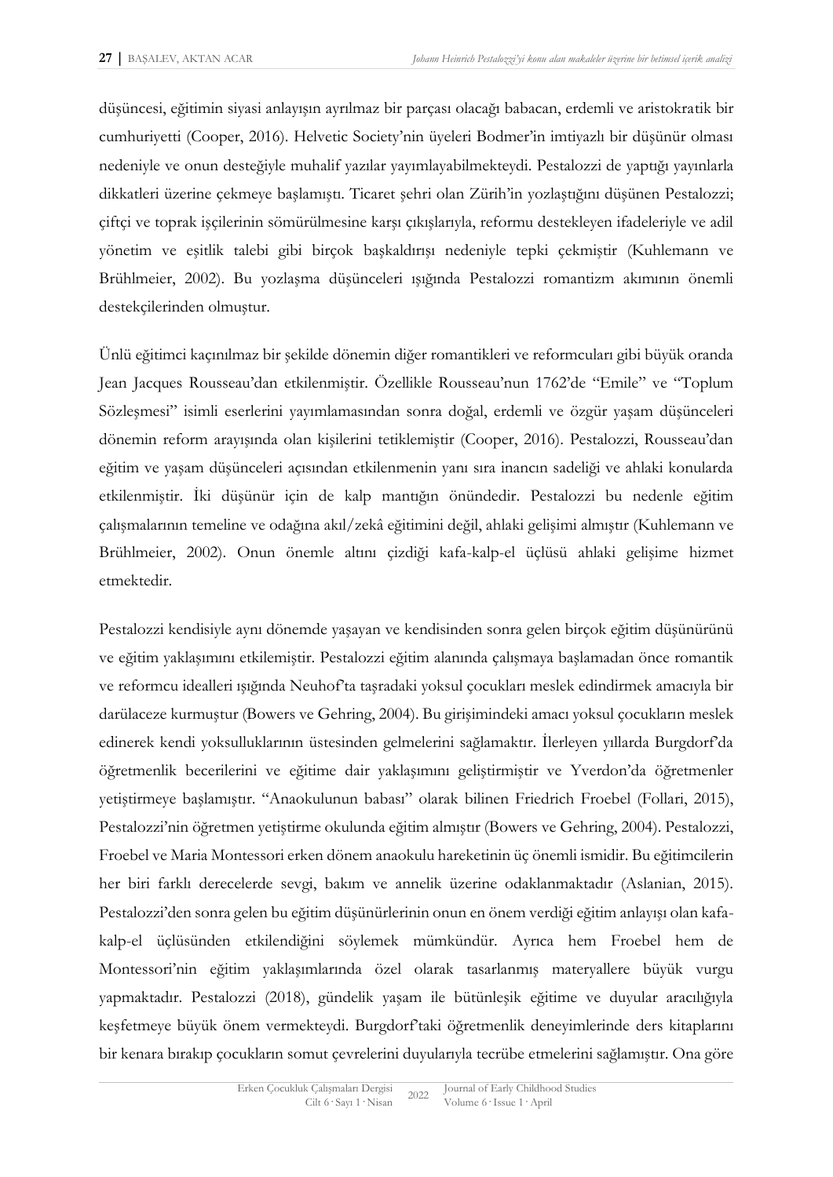düşüncesi, eğitimin siyasi anlayışın ayrılmaz bir parçası olacağı babacan, erdemli ve aristokratik bir cumhuriyetti (Cooper, 2016). Helvetic Society'nin üyeleri Bodmer'in imtiyazlı bir düşünür olması nedeniyle ve onun desteğiyle muhalif yazılar yayımlayabilmekteydi. Pestalozzi de yaptığı yayınlarla dikkatleri üzerine çekmeye başlamıştı. Ticaret şehri olan Zürih'in yozlaştığını düşünen Pestalozzi; çiftçi ve toprak işçilerinin sömürülmesine karşı çıkışlarıyla, reformu destekleyen ifadeleriyle ve adil yönetim ve eşitlik talebi gibi birçok başkaldırışı nedeniyle tepki çekmiştir (Kuhlemann ve Brühlmeier, 2002). Bu yozlaşma düşünceleri ışığında Pestalozzi romantizm akımının önemli destekçilerinden olmuştur.

Ünlü eğitimci kaçınılmaz bir şekilde dönemin diğer romantikleri ve reformcuları gibi büyük oranda Jean Jacques Rousseau'dan etkilenmiştir. Özellikle Rousseau'nun 1762'de "Emile" ve "Toplum Sözleşmesi" isimli eserlerini yayımlamasından sonra doğal, erdemli ve özgür yaşam düşünceleri dönemin reform arayışında olan kişilerini tetiklemiştir (Cooper, 2016). Pestalozzi, Rousseau'dan eğitim ve yaşam düşünceleri açısından etkilenmenin yanı sıra inancın sadeliği ve ahlaki konularda etkilenmiştir. İki düşünür için de kalp mantığın önündedir. Pestalozzi bu nedenle eğitim çalışmalarının temeline ve odağına akıl/zekâ eğitimini değil, ahlaki gelişimi almıştır (Kuhlemann ve Brühlmeier, 2002). Onun önemle altını çizdiği kafa-kalp-el üçlüsü ahlaki gelişime hizmet etmektedir.

Pestalozzi kendisiyle aynı dönemde yaşayan ve kendisinden sonra gelen birçok eğitim düşünürünü ve eğitim yaklaşımını etkilemiştir. Pestalozzi eğitim alanında çalışmaya başlamadan önce romantik ve reformcu idealleri ışığında Neuhof'ta taşradaki yoksul çocukları meslek edindirmek amacıyla bir darülaceze kurmuştur (Bowers ve Gehring, 2004). Bu girişimindeki amacı yoksul çocukların meslek edinerek kendi yoksulluklarının üstesinden gelmelerini sağlamaktır. İlerleyen yıllarda Burgdorf'da öğretmenlik becerilerini ve eğitime dair yaklaşımını geliştirmiştir ve Yverdon'da öğretmenler yetiştirmeye başlamıştır. "Anaokulunun babası" olarak bilinen Friedrich Froebel (Follari, 2015), Pestalozzi'nin öğretmen yetiştirme okulunda eğitim almıştır (Bowers ve Gehring, 2004). Pestalozzi, Froebel ve Maria Montessori erken dönem anaokulu hareketinin üç önemli ismidir. Bu eğitimcilerin her biri farklı derecelerde sevgi, bakım ve annelik üzerine odaklanmaktadır (Aslanian, 2015). Pestalozzi'den sonra gelen bu eğitim düşünürlerinin onun en önem verdiği eğitim anlayışı olan kafa-kalp-el üçlüsünden etkilendiğini söylemek mümkündür. Ayrıca hem Froebel hem de Montessori'nin eğitim yaklaşımlarında özel olarak tasarlanmış materyallere büyük vurgu yapmaktadır. Pestalozzi (2018), gündelik yaşam ile bütünleşik eğitime ve duyular aracılığıyla keşfetmeye büyük önem vermekteydi. Burgdorf'taki öğretmenlik deneyimlerinde ders kitaplarını bir kenara bırakıp çocukların somut çevrelerini duyularıyla tecrübe etmelerini sağlamıştır. Ona göre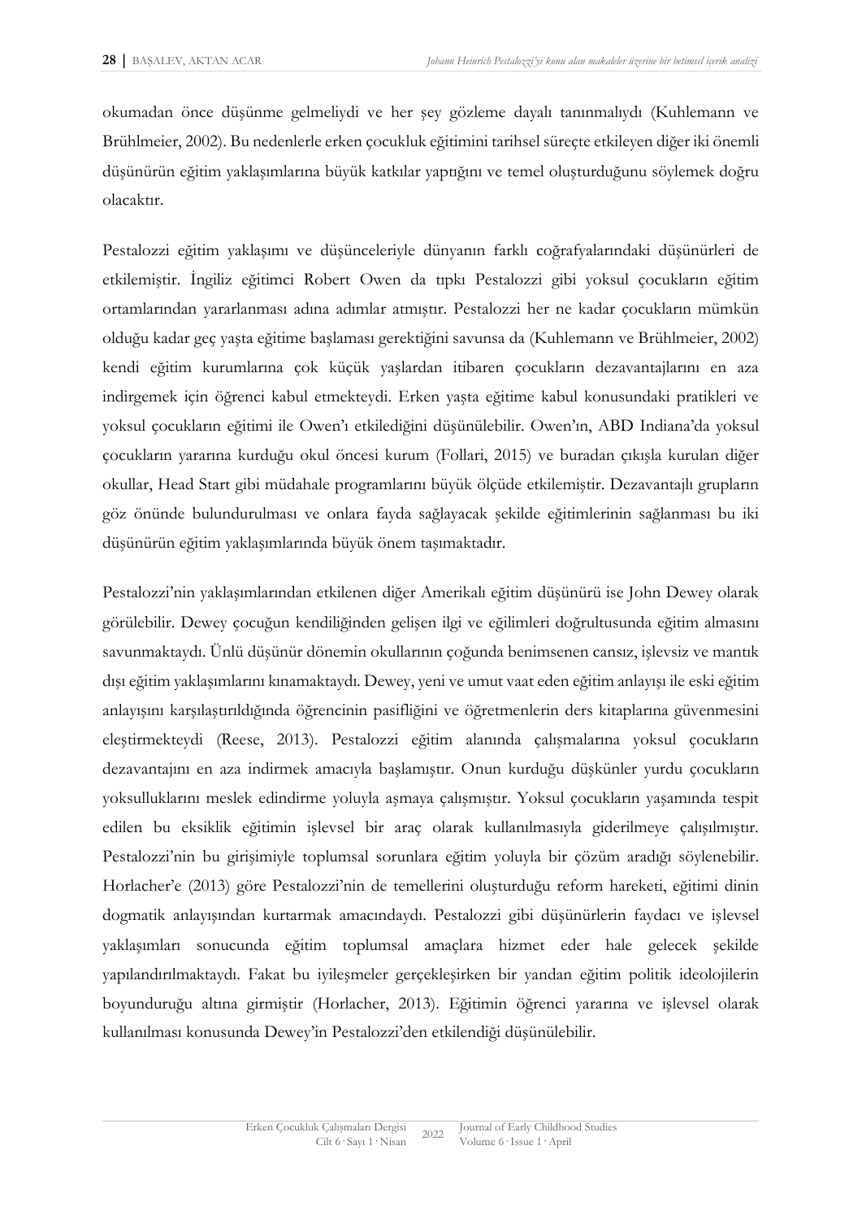okumadan önce düşünme gelmeliydi ve her şey gözleme dayalı tanınmalıydı (Kuhlemann ve Brühlmeier, 2002). Bu nedenlerle erken çocukluk eğitimini tarihsel süreçte etkileyen diğer iki önemli düşünürün eğitim yaklaşımlarına büyük katkılar yaptığını ve temel oluşturduğunu söylemek doğru olacaktır.

Pestalozzi eğitim yaklaşımı ve düşünceleriyle dünyanın farklı coğrafyalarındaki düşünürleri de etkilemiştir. İngiliz eğitimci Robert Owen da tıpkı Pestalozzi gibi yoksul çocukların eğitim ortamlarından yararlanması adına adımlar atmıştır. Pestalozzi her ne kadar çocukların mümkün olduğu kadar geç yaşta eğitime başlaması gerektiğini savunsa da (Kuhlemann ve Brühlmeier, 2002) kendi eğitim kurumlarına çok küçük yaşlardan itibaren çocukların dezavantajlarını en aza indirgemek için öğrenci kabul etmekteydi. Erken yaşta eğitime kabul konusundaki pratikleri ve yoksul çocukların eğitimi ile Owen'ı etkilediğini düşünülebilir. Owen'ın, ABD Indiana'da yoksul çocukların yararına kurduğu okul öncesi kurum (Follari, 2015) ve buradan çıkışla kurulan diğer okullar, Head Start gibi müdahale programlarını büyük ölçüde etkilemiştir. Dezavantajlı grupların göz önünde bulundurulması ve onlara fayda sağlayacak şekilde eğitimlerinin sağlanması bu iki düşünürün eğitim yaklaşımlarında büyük önem taşımaktadır.

Pestalozzi'nin yaklaşımlarından etkilenen diğer Amerikalı eğitim düşünürü ise John Dewey olarak görülebilir. Dewey çocuğun kendiliğinden gelişen ilgi ve eğilimleri doğrultusunda eğitim almasını savunmaktaydı. Ünlü düşünür dönemin okullarının çoğunda benimsenen cansız, işlevsiz ve mantık dışı eğitim yaklaşımlarını kınamaktaydı. Dewey, yeni ve umut vaat eden eğitim anlayışı ile eski eğitim anlayışını karşılaştırıldığında öğrencinin pasifliğini ve öğretmenlerin ders kitaplarına güvenmesini eleştirmekteydi (Reese, 2013). Pestalozzi eğitim alanında çalışmalarına yoksul çocukların dezavantajını en aza indirmek amacıyla başlamıştır. Onun kurduğu düşkünler yurdu çocukların yoksulluklarını meslek edindirme yoluyla aşmaya çalışmıştır. Yoksul çocukların yaşamında tespit edilen bu eksiklik eğitimin işlevsel bir araç olarak kullanılmasıyla giderilmeye çalışılmıştır. Pestalozzi'nin bu girişimiyle toplumsal sorunlara eğitim yoluyla bir çözüm aradığı söylenebilir. Horlacher'e (2013) göre Pestalozzi'nin de temellerini oluşturduğu reform hareketi, eğitimi dinin dogmatik anlayışından kurtarmak amacındaydı. Pestalozzi gibi düşünürlerin faydacı ve işlevsel yaklaşımları sonucunda eğitim toplumsal amaçlara hizmet eder hale gelecek şekilde yapılandırılmaktaydı. Fakat bu iyileşmeler gerçekleşirken bir yandan eğitim politik ideolojilerin boyunduruğu altına girmiştir (Horlacher, 2013). Eğitimin öğrenci yararına ve işlevsel olarak kullanılması konusunda Dewey'in Pestalozzi'den etkilendiği düşünülebilir.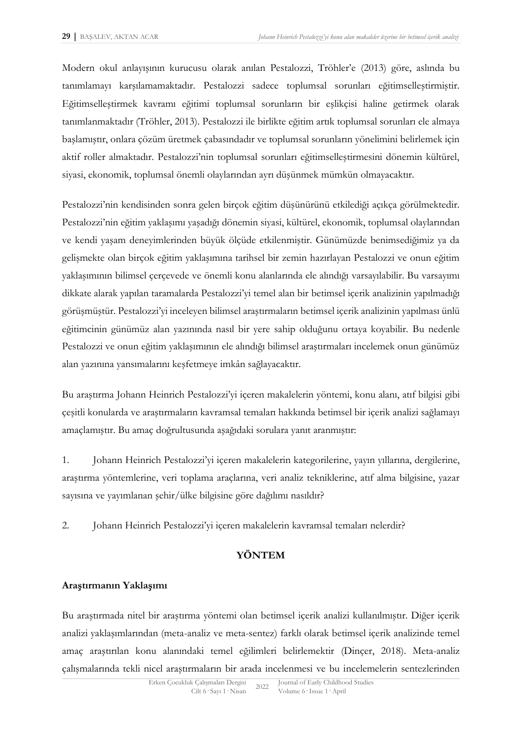Modern okul anlayışının kurucusu olarak anılan Pestalozzi, Tröhler'e (2013) göre, aslında bu tanımlamayı karşılamamaktadır. Pestalozzi sadece toplumsal sorunları eğitimselleştirmiştir. Eğitimselleştirmek kavramı eğitimi toplumsal sorunların bir eşlikçisi haline getirmek olarak tanımlanmaktadır (Tröhler, 2013). Pestalozzi ile birlikte eğitim artık toplumsal sorunları ele almaya başlamıştır, onlara çözüm üretmek çabasındadır ve toplumsal sorunların yönelimini belirlemek için aktif roller almaktadır. Pestalozzi'nin toplumsal sorunları eğitimselleştirmesini dönemin kültürel, siyasi, ekonomik, toplumsal önemli olaylarından ayrı düşünmek mümkün olmayacaktır.

Pestalozzi'nin kendisinden sonra gelen birçok eğitim düşünürünü etkilediği açıkça görülmektedir. Pestalozzi'nin eğitim yaklaşımı yaşadığı dönemin siyasi, kültürel, ekonomik, toplumsal olaylarından ve kendi yaşam deneyimlerinden büyük ölçüde etkilenmiştir. Günümüzde benimsediğimiz ya da gelişmekte olan birçok eğitim yaklaşımına tarihsel bir zemin hazırlayan Pestalozzi ve onun eğitim yaklaşımının bilimsel çerçevede ve önemli konu alanlarında ele alındığı varsayılabilir. Bu varsayımı dikkate alarak yapılan taramalarda Pestalozzi'yi temel alan bir betimsel içerik analizinin yapılmadığı görüşmüştür. Pestalozzi'yi inceleyen bilimsel araştırmaların betimsel içerik analizinin yapılması ünlü eğitimcinin günümüz alan yazınında nasıl bir yere sahip olduğunu ortaya koyabilir. Bu nedenle Pestalozzi ve onun eğitim yaklaşımının ele alındığı bilimsel araştırmaları incelemek onun günümüz alan yazınına yansımalarını keşfetmeye imkân sağlayacaktır.

Bu araştırma Johann Heinrich Pestalozzi'yi içeren makalelerin yöntemi, konu alanı, atıf bilgisi gibi çeşitli konularda ve araştırmaların kavramsal temaları hakkında betimsel bir içerik analizi sağlamayı amaçlamıştır. Bu amaç doğrultusunda aşağıdaki sorulara yanıt aranmıştır:

1. Johann Heinrich Pestalozzi'yi içeren makalelerin kategorilerine, yayın yıllarına, dergilerine, araştırma yöntemlerine, veri toplama araçlarına, veri analiz tekniklerine, atıf alma bilgisine, yazar sayısına ve yayımlanan şehir/ülke bilgisine göre dağılımı nasıldır?

2. Johann Heinrich Pestalozzi'yi içeren makalelerin kavramsal temaları nelerdir?

## YÖNTEM

### Araştırmanın Yaklaşımı

Bu araştırmada nitel bir araştırma yöntemi olan betimsel içerik analizi kullanılmıştır. Diğer içerik analizi yaklaşımlarından (meta-analiz ve meta-sentez) farklı olarak betimsel içerik analizinde temel amaç araştırılan konu alanındaki temel eğilimleri belirlemektir (Dinçer, 2018). Meta-analiz çalışmalarında tekli nicel araştırmaların bir arada incelenmesi ve bu incelemelerin sentezlerinden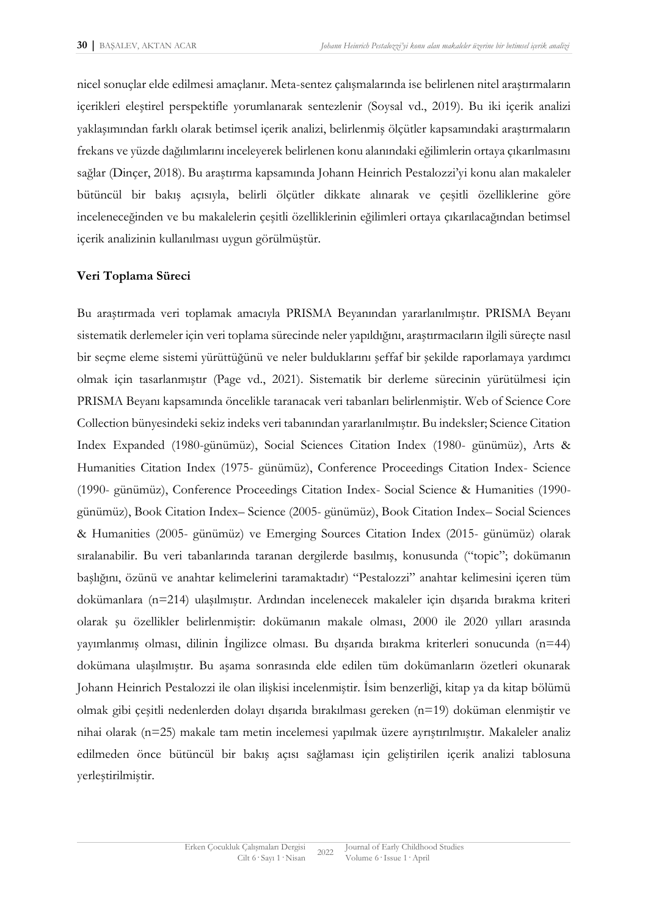nicel sonuçlar elde edilmesi amaçlanır. Meta-sentez çalışmalarında ise belirlenen nitel araştırmaların içerikleri eleştirel perspektifle yorumlanarak sentezlenir (Soysal vd., 2019). Bu iki içerik analizi yaklaşımından farklı olarak betimsel içerik analizi, belirlenmiş ölçütler kapsamındaki araştırmaların frekans ve yüzde dağılımlarını inceleyerek belirlenen konu alanındaki eğilimlerin ortaya çıkarılmasını sağlar (Dinçer, 2018). Bu araştırma kapsamında Johann Heinrich Pestalozzi'yi konu alan makaleler bütüncül bir bakış açısıyla, belirli ölçütler dikkate alınarak ve çeşitli özelliklerine göre inceleneceğinden ve bu makalelerin çeşitli özelliklerinin eğilimleri ortaya çıkarılacağından betimsel içerik analizinin kullanılması uygun görülmüştür.

**Veri Toplama Süreci**

Bu araştırmada veri toplamak amacıyla PRISMA Beyanından yararlanılmıştır. PRISMA Beyanı sistematik derlemeler için veri toplama sürecinde neler yapıldığını, araştırmacıların ilgili süreçte nasıl bir seçme eleme sistemi yürüttüğünü ve neler bulduklarını şeffaf bir şekilde raporlamaya yardımcı olmak için tasarlanmıştır (Page vd., 2021). Sistematik bir derleme sürecinin yürütülmesi için PRISMA Beyanı kapsamında öncelikle taranacak veri tabanları belirlenmiştir. Web of Science Core Collection bünyesindeki sekiz indeks veri tabanından yararlanılmıştır. Bu indeksler; Science Citation Index Expanded (1980-günümüz), Social Sciences Citation Index (1980- günümüz), Arts & Humanities Citation Index (1975- günümüz), Conference Proceedings Citation Index- Science (1990- günümüz), Conference Proceedings Citation Index- Social Science & Humanities (1990- günümüz), Book Citation Index– Science (2005- günümüz), Book Citation Index– Social Sciences & Humanities (2005- günümüz) ve Emerging Sources Citation Index (2015- günümüz) olarak sıralanabilir. Bu veri tabanlarında taranan dergilerde basılmış, konusunda ("topic"; dokümanın başlığını, özünü ve anahtar kelimelerini taramaktadır) "Pestalozzi" anahtar kelimesini içeren tüm dokümanlara (n=214) ulaşılmıştır. Ardından incelenecek makaleler için dışarıda bırakma kriteri olarak şu özellikler belirlenmiştir: dokümanın makale olması, 2000 ile 2020 yılları arasında yayımlanmış olması, dilinin İngilizce olması. Bu dışarıda bırakma kriterleri sonucunda (n=44) dokümana ulaşılmıştır. Bu aşama sonrasında elde edilen tüm dokümanların özetleri okunarak Johann Heinrich Pestalozzi ile olan ilişkisi incelenmiştir. İsim benzerliği, kitap ya da kitap bölümü olmak gibi çeşitli nedenlerden dolayı dışarıda bırakılması gereken (n=19) doküman elenmiştir ve nihai olarak (n=25) makale tam metin incelemesi yapılmak üzere ayrıştırılmıştır. Makaleler analiz edilmeden önce bütüncül bir bakış açısı sağlaması için geliştirilen içerik analizi tablosuna yerleştirilmiştir.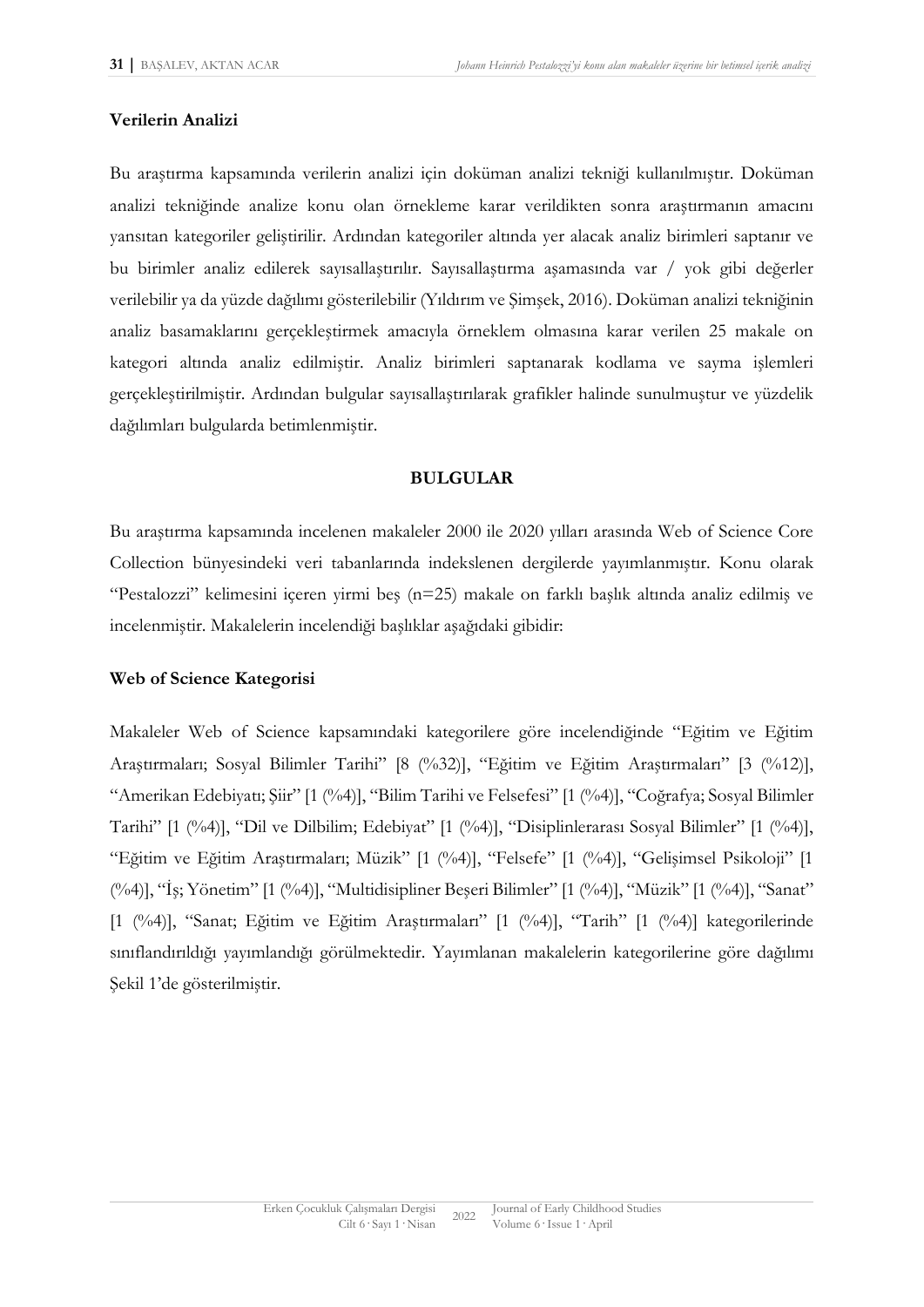**Verilerin Analizi**

Bu araştırma kapsamında verilerin analizi için doküman analizi tekniği kullanılmıştır. Doküman analizi tekniğinde analize konu olan örnekleme karar verildikten sonra araştırmanın amacını yansıtan kategoriler geliştirilir. Ardından kategoriler altında yer alacak analiz birimleri saptanır ve bu birimler analiz edilerek sayısallaştırılır. Sayısallaştırma aşamasında var / yok gibi değerler verilebilir ya da yüzde dağılımı gösterilebilir (Yıldırım ve Şimşek, 2016). Doküman analizi tekniğinin analiz basamaklarını gerçekleştirmek amacıyla örneklem olmasına karar verilen 25 makale on kategori altında analiz edilmiştir. Analiz birimleri saptanarak kodlama ve sayma işlemleri gerçekleştirilmiştir. Ardından bulgular sayısallaştırılarak grafikler halinde sunulmuştur ve yüzdelik dağılımları bulgularda betimlenmiştir.

## BULGULAR

Bu araştırma kapsamında incelenen makaleler 2000 ile 2020 yılları arasında Web of Science Core Collection bünyesindeki veri tabanlarında indekslenen dergilerde yayımlanmıştır. Konu olarak "Pestalozzi" kelimesini içeren yirmi beş (n=25) makale on farklı başlık altında analiz edilmiş ve incelenmiştir. Makalelerin incelendiği başlıklar aşağıdaki gibidir:

**Web of Science Kategorisi**

Makaleler Web of Science kapsamındaki kategorilere göre incelendiğinde "Eğitim ve Eğitim Araştırmaları; Sosyal Bilimler Tarihi" [8 (%32)], "Eğitim ve Eğitim Araştırmaları" [3 (%12)], "Amerikan Edebiyatı; Şiir" [1 (%4)], "Bilim Tarihi ve Felsefesi" [1 (%4)], "Coğrafya; Sosyal Bilimler Tarihi" [1 (%4)], "Dil ve Dilbilim; Edebiyat" [1 (%4)], "Disiplinlerarası Sosyal Bilimler" [1 (%4)], "Eğitim ve Eğitim Araştırmaları; Müzik" [1 (%4)], "Felsefe" [1 (%4)], "Gelişimsel Psikoloji" [1 (%4)], "İş; Yönetim" [1 (%4)], "Multidisipliner Beşeri Bilimler" [1 (%4)], "Müzik" [1 (%4)], "Sanat" [1 (%4)], "Sanat; Eğitim ve Eğitim Araştırmaları" [1 (%4)], "Tarih" [1 (%4)] kategorilerinde sınıflandırıldığı yayımlandığı görülmektedir. Yayımlanan makalelerin kategorilerine göre dağılımı Şekil 1'de gösterilmiştir.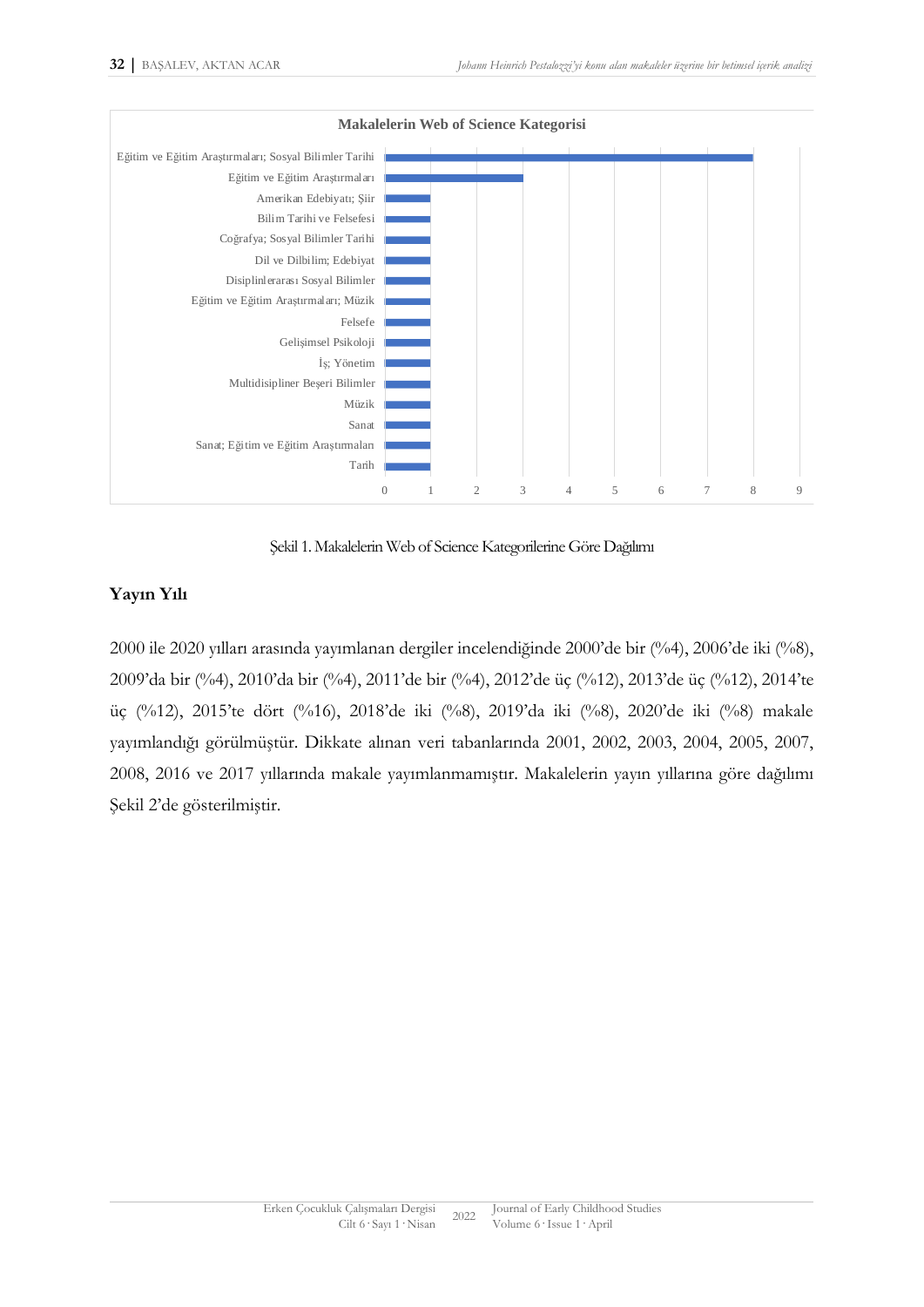**Makalelerin Web of Science Kategorisi**

| Kategori | Makale Sayısı |
| --- | --- |
| Eğitim ve Eğitim Araştırmaları; Sosyal Bilimler Tarihi | 8 |
| Eğitim ve Eğitim Araştırmaları | 3 |
| Amerikan Edebiyatı; Şiir | 1 |
| Bilim Tarihi ve Felsefesi | 1 |
| Coğrafya; Sosyal Bilimler Tarihi | 1 |
| Dil ve Dilbilim; Edebiyat | 1 |
| Disiplinlerarası Sosyal Bilimler | 1 |
| Eğitim ve Eğitim Araştırmaları; Müzik | 1 |
| Felsefe | 1 |
| Gelişimsel Psikoloji | 1 |
| İş; Yönetim | 1 |
| Multidisipliner Beşeri Bilimler | 1 |
| Müzik | 1 |
| Sanat | 1 |
| Sanat; Eğitim ve Eğitim Araştırmaları | 1 |
| Tarih | 1 |

Şekil 1. Makalelerin Web of Science Kategorilerine Göre Dağılımı

## Yayın Yılı

2000 ile 2020 yılları arasında yayımlanan dergiler incelendiğinde 2000'de bir (%4), 2006'de iki (%8), 2009'da bir (%4), 2010'da bir (%4), 2011'de bir (%4), 2012'de üç (%12), 2013'de üç (%12), 2014'te üç (%12), 2015'te dört (%16), 2018'de iki (%8), 2019'da iki (%8), 2020'de iki (%8) makale yayımlandığı görülmüştür. Dikkate alınan veri tabanlarında 2001, 2002, 2003, 2004, 2005, 2007, 2008, 2016 ve 2017 yıllarında makale yayımlanmamıştır. Makalelerin yayın yıllarına göre dağılımı Şekil 2'de gösterilmiştir.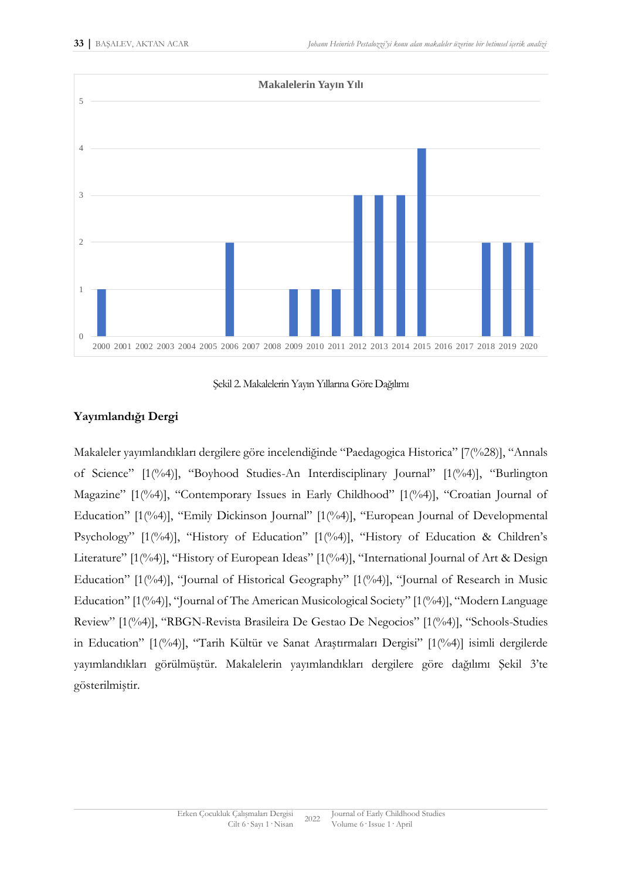**Makalelerin Yayın Yılı**

| Yıl | 2000 | 2001 | 2002 | 2003 | 2004 | 2005 | 2006 | 2007 | 2008 | 2009 | 2010 | 2011 | 2012 | 2013 | 2014 | 2015 | 2016 | 2017 | 2018 | 2019 | 2020 |
|---|---|---|---|---|---|---|---|---|---|---|---|---|---|---|---|---|---|---|---|---|---|
| Makale sayısı | 1 | 0 | 0 | 0 | 0 | 0 | 2 | 0 | 0 | 1 | 1 | 1 | 3 | 3 | 3 | 4 | 0 | 0 | 2 | 2 | 2 |

Şekil 2. Makalelerin Yayın Yıllarına Göre Dağılımı

### Yayımlandığı Dergi

Makaleler yayımlandıkları dergilere göre incelendiğinde "Paedagogica Historica" [7(%28)], "Annals of Science" [1(%4)], "Boyhood Studies-An Interdisciplinary Journal" [1(%4)], "Burlington Magazine" [1(%4)], "Contemporary Issues in Early Childhood" [1(%4)], "Croatian Journal of Education" [1(%4)], "Emily Dickinson Journal" [1(%4)], "European Journal of Developmental Psychology" [1(%4)], "History of Education" [1(%4)], "History of Education & Children's Literature" [1(%4)], "History of European Ideas" [1(%4)], "International Journal of Art & Design Education" [1(%4)], "Journal of Historical Geography" [1(%4)], "Journal of Research in Music Education" [1(%4)], "Journal of The American Musicological Society" [1(%4)], "Modern Language Review" [1(%4)], "RBGN-Revista Brasileira De Gestao De Negocios" [1(%4)], "Schools-Studies in Education" [1(%4)], "Tarih Kültür ve Sanat Araştırmaları Dergisi" [1(%4)] isimli dergilerde yayımlandıkları görülmüştür. Makalelerin yayımlandıkları dergilere göre dağılımı Şekil 3'te gösterilmiştir.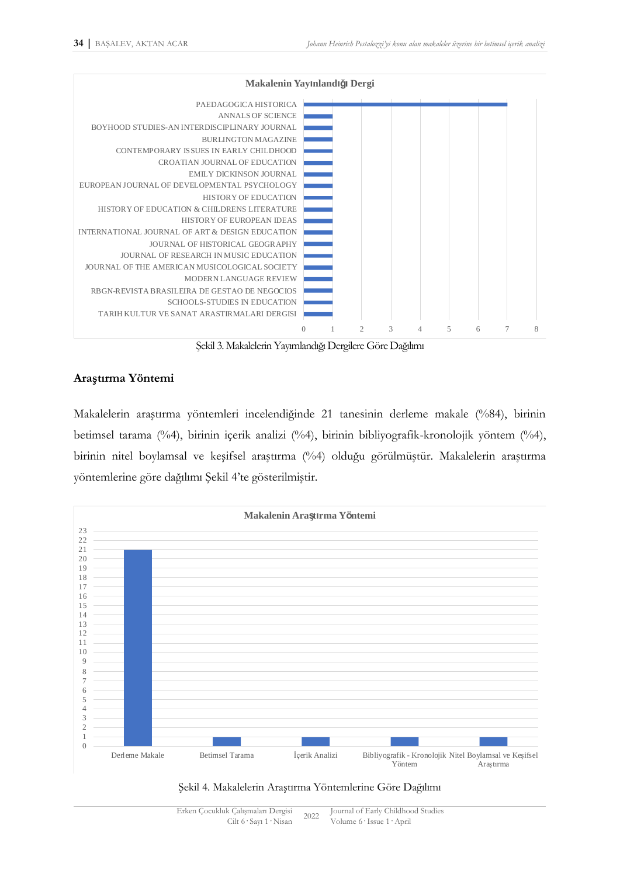**Makalenin Yayınlandığı Dergi**

| Dergi | Sayı |
|---|---|
| PAEDAGOGICA HISTORICA | 7 |
| ANNALS OF SCIENCE | 1 |
| BOYHOOD STUDIES-AN INTERDISCIPLINARY JOURNAL | 1 |
| BURLINGTON MAGAZINE | 1 |
| CONTEMPORARY ISSUES IN EARLY CHILDHOOD | 1 |
| CROATIAN JOURNAL OF EDUCATION | 1 |
| EMILY DICKINSON JOURNAL | 1 |
| EUROPEAN JOURNAL OF DEVELOPMENTAL PSYCHOLOGY | 1 |
| HISTORY OF EDUCATION | 1 |
| HISTORY OF EDUCATION & CHILDRENS LITERATURE | 1 |
| HISTORY OF EUROPEAN IDEAS | 1 |
| INTERNATIONAL JOURNAL OF ART & DESIGN EDUCATION | 1 |
| JOURNAL OF HISTORICAL GEOGRAPHY | 1 |
| JOURNAL OF RESEARCH IN MUSIC EDUCATION | 1 |
| JOURNAL OF THE AMERICAN MUSICOLOGICAL SOCIETY | 1 |
| MODERN LANGUAGE REVIEW | 1 |
| RBGN-REVISTA BRASILEIRA DE GESTAO DE NEGOCIOS | 1 |
| SCHOOLS-STUDIES IN EDUCATION | 1 |
| TARIH KULTUR VE SANAT ARASTIRMALARI DERGISI | 1 |

Şekil 3. Makalelerin Yayımlandığı Dergilere Göre Dağılımı

## Araştırma Yöntemi

Makalelerin araştırma yöntemleri incelendiğinde 21 tanesinin derleme makale (%84), birinin betimsel tarama (%4), birinin içerik analizi (%4), birinin bibliyografik-kronolojik yöntem (%4), birinin nitel boylamsal ve keşifsel araştırma (%4) olduğu görülmüştür. Makalelerin araştırma yöntemlerine göre dağılımı Şekil 4'te gösterilmiştir.

**Makalenin Araştırma Yöntemi**

| Araştırma Yöntemi | Sayı |
|---|---|
| Derleme Makale | 21 |
| Betimsel Tarama | 1 |
| İçerik Analizi | 1 |
| Bibliyografik - Kronolojik Yöntem | 1 |
| Nitel Boylamsal ve Keşifsel Araştırma | 1 |

Şekil 4. Makalelerin Araştırma Yöntemlerine Göre Dağılımı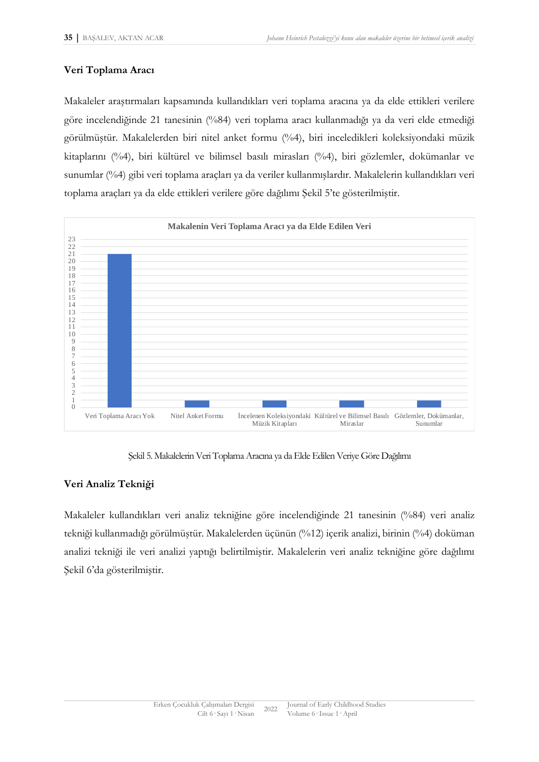### Veri Toplama Aracı

Makaleler araştırmaları kapsamında kullandıkları veri toplama aracına ya da elde ettikleri verilere göre incelendiğinde 21 tanesinin (%84) veri toplama aracı kullanmadığı ya da veri elde etmediği görülmüştür. Makalelerden biri nitel anket formu (%4), biri inceledikleri koleksiyondaki müzik kitaplarını (%4), biri kültürel ve bilimsel basılı mirasları (%4), biri gözlemler, dokümanlar ve sunumlar (%4) gibi veri toplama araçları ya da veriler kullanmışlardır. Makalelerin kullandıkları veri toplama araçları ya da elde ettikleri verilere göre dağılımı Şekil 5'te gösterilmiştir.

**Makalenin Veri Toplama Aracı ya da Elde Edilen Veri**

| Kategori | Sayı |
|---|---|
| Veri Toplama Aracı Yok | 21 |
| Nitel Anket Formu | 1 |
| İncelenen Koleksiyondaki Müzik Kitapları | 1 |
| Kültürel ve Bilimsel Basılı Miraslar | 1 |
| Gözlemler, Dokümanlar, Sunumlar | 1 |

Şekil 5. Makalelerin Veri Toplama Aracına ya da Elde Edilen Veriye Göre Dağılımı

### Veri Analiz Tekniği

Makaleler kullandıkları veri analiz tekniğine göre incelendiğinde 21 tanesinin (%84) veri analiz tekniği kullanmadığı görülmüştür. Makalelerden üçünün (%12) içerik analizi, birinin (%4) doküman analizi tekniği ile veri analizi yaptığı belirtilmiştir. Makalelerin veri analiz tekniğine göre dağılımı Şekil 6'da gösterilmiştir.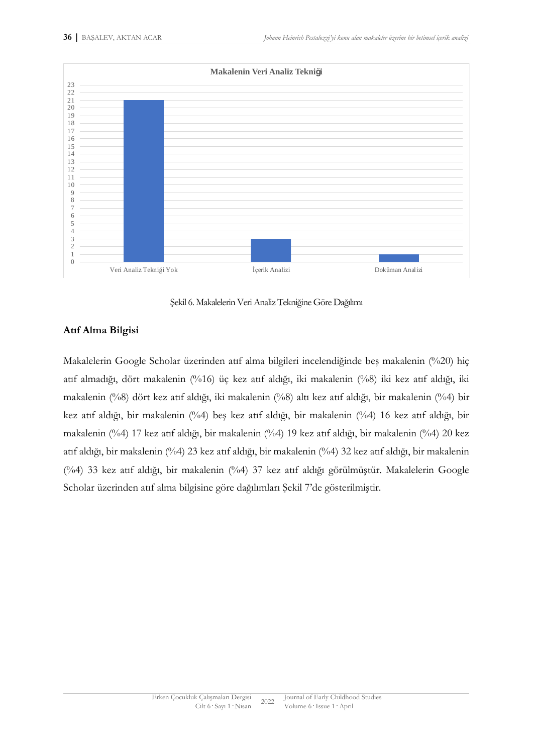Makalenin Veri Analiz Tekniği

| Kategori | Sayı |
| --- | --- |
| Veri Analiz Tekniği Yok | 21 |
| İçerik Analizi | 3 |
| Doküman Analizi | 1 |

Şekil 6. Makalelerin Veri Analiz Tekniğine Göre Dağılımı

### Atıf Alma Bilgisi

Makalelerin Google Scholar üzerinden atıf alma bilgileri incelendiğinde beş makalenin (%20) hiç atıf almadığı, dört makalenin (%16) üç kez atıf aldığı, iki makalenin (%8) iki kez atıf aldığı, iki makalenin (%8) dört kez atıf aldığı, iki makalenin (%8) altı kez atıf aldığı, bir makalenin (%4) bir kez atıf aldığı, bir makalenin (%4) beş kez atıf aldığı, bir makalenin (%4) 16 kez atıf aldığı, bir makalenin (%4) 17 kez atıf aldığı, bir makalenin (%4) 19 kez atıf aldığı, bir makalenin (%4) 20 kez atıf aldığı, bir makalenin (%4) 23 kez atıf aldığı, bir makalenin (%4) 32 kez atıf aldığı, bir makalenin (%4) 33 kez atıf aldığı, bir makalenin (%4) 37 kez atıf aldığı görülmüştür. Makalelerin Google Scholar üzerinden atıf alma bilgisine göre dağılımları Şekil 7'de gösterilmiştir.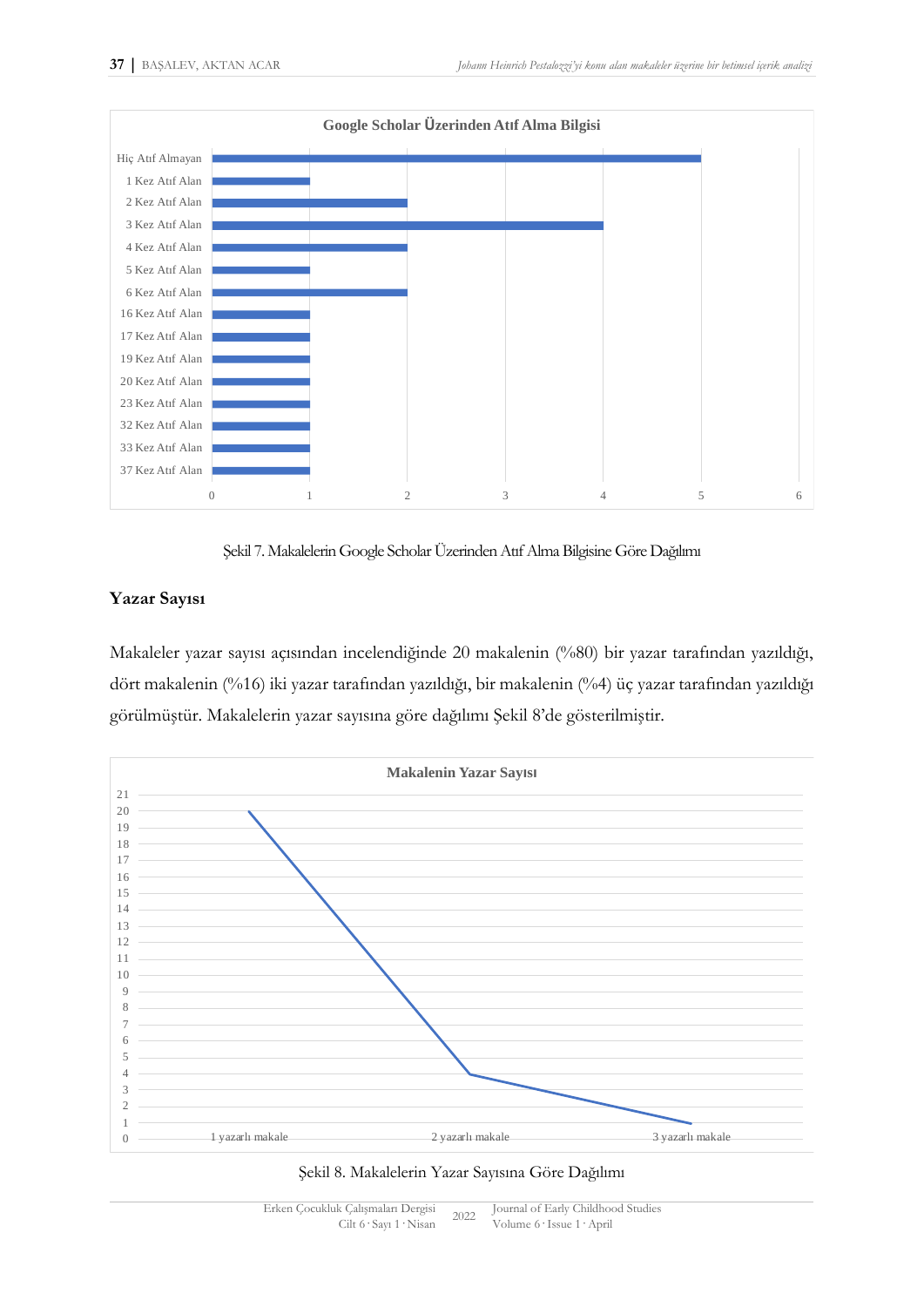Şekil 7. Makalelerin Google Scholar Üzerinden Atıf Alma Bilgisine Göre Dağılımı

### Yazar Sayısı

Makaleler yazar sayısı açısından incelendiğinde 20 makalenin (%80) bir yazar tarafından yazıldığı, dört makalenin (%16) iki yazar tarafından yazıldığı, bir makalenin (%4) üç yazar tarafından yazıldığı görülmüştür. Makalelerin yazar sayısına göre dağılımı Şekil 8'de gösterilmiştir.

Şekil 8. Makalelerin Yazar Sayısına Göre Dağılımı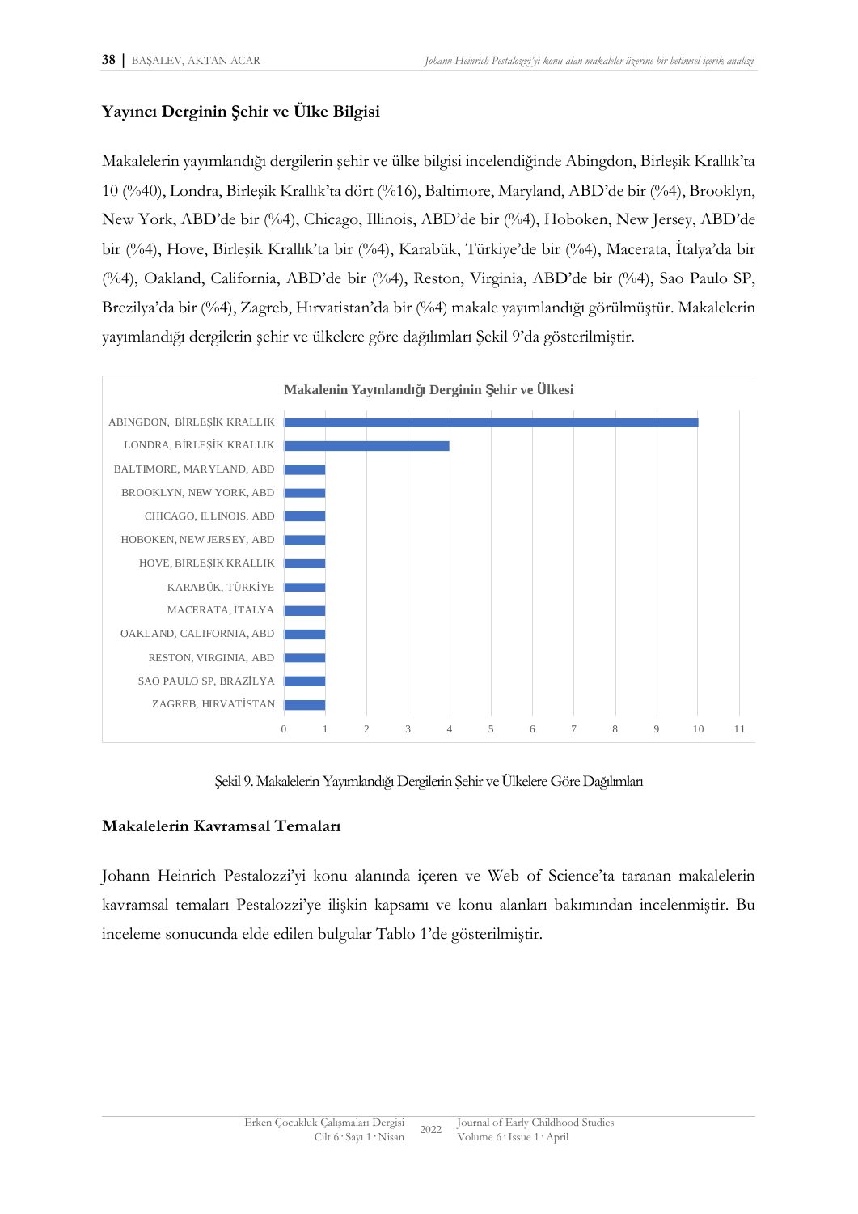### Yayıncı Derginin Şehir ve Ülke Bilgisi

Makalelerin yayımlandığı dergilerin şehir ve ülke bilgisi incelendiğinde Abingdon, Birleşik Krallık'ta 10 (%40), Londra, Birleşik Krallık'ta dört (%16), Baltimore, Maryland, ABD'de bir (%4), Brooklyn, New York, ABD'de bir (%4), Chicago, Illinois, ABD'de bir (%4), Hoboken, New Jersey, ABD'de bir (%4), Hove, Birleşik Krallık'ta bir (%4), Karabük, Türkiye'de bir (%4), Macerata, İtalya'da bir (%4), Oakland, California, ABD'de bir (%4), Reston, Virginia, ABD'de bir (%4), Sao Paulo SP, Brezilya'da bir (%4), Zagreb, Hırvatistan'da bir (%4) makale yayımlandığı görülmüştür. Makalelerin yayımlandığı dergilerin şehir ve ülkelere göre dağılımları Şekil 9'da gösterilmiştir.

**Makalenin Yayınlandığı Derginin Şehir ve Ülkesi**

| Şehir ve Ülke | Makale Sayısı |
|---|---|
| ABINGDON, BİRLEŞİK KRALLIK | 10 |
| LONDRA, BİRLEŞİK KRALLIK | 4 |
| BALTIMORE, MARYLAND, ABD | 1 |
| BROOKLYN, NEW YORK, ABD | 1 |
| CHICAGO, ILLINOIS, ABD | 1 |
| HOBOKEN, NEW JERSEY, ABD | 1 |
| HOVE, BİRLEŞİK KRALLIK | 1 |
| KARABÜK, TÜRKİYE | 1 |
| MACERATA, İTALYA | 1 |
| OAKLAND, CALIFORNIA, ABD | 1 |
| RESTON, VIRGINIA, ABD | 1 |
| SAO PAULO SP, BRAZİLYA | 1 |
| ZAGREB, HIRVATİSTAN | 1 |

Şekil 9. Makalelerin Yayımlandığı Dergilerin Şehir ve Ülkelere Göre Dağılımları

### Makalelerin Kavramsal Temaları

Johann Heinrich Pestalozzi'yi konu alanında içeren ve Web of Science'ta taranan makalelerin kavramsal temaları Pestalozzi'ye ilişkin kapsamı ve konu alanları bakımından incelenmiştir. Bu inceleme sonucunda elde edilen bulgular Tablo 1'de gösterilmiştir.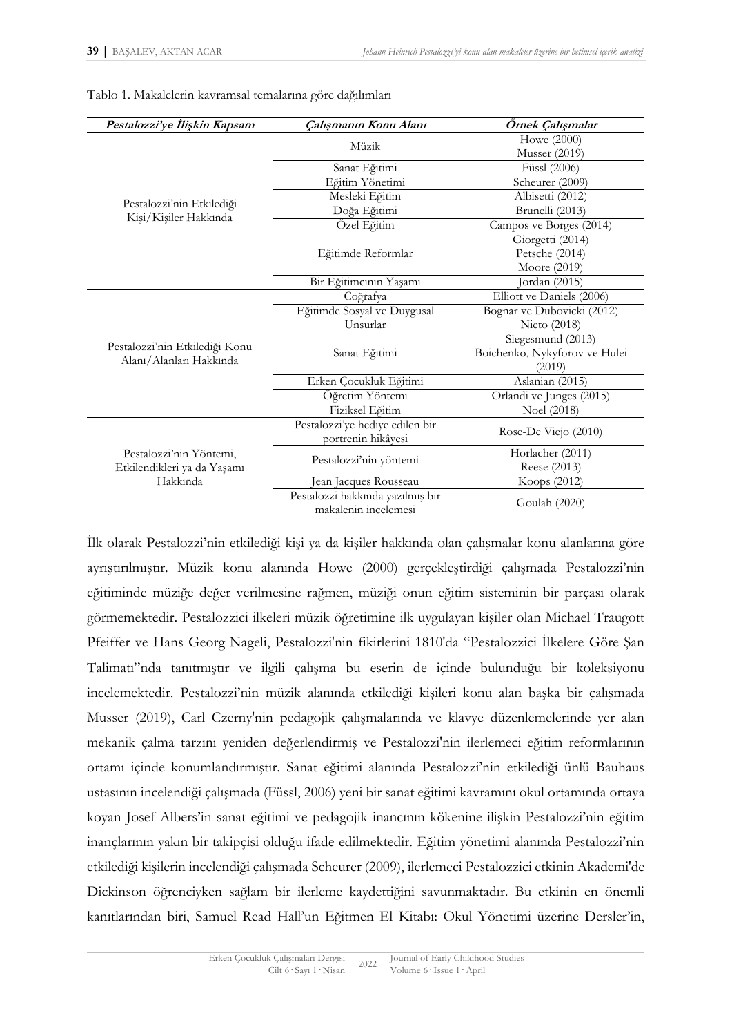Tablo 1. Makalelerin kavramsal temalarına göre dağılımları

| *Pestalozzi'ye İlişkin Kapsam* | *Çalışmanın Konu Alanı* | *Örnek Çalışmalar* |
|---|---|---|
| Pestalozzi'nin Etkilediği Kişi/Kişiler Hakkında | Müzik | Howe (2000)<br>Musser (2019) |
| | Sanat Eğitimi | Füssl (2006) |
| | Eğitim Yönetimi | Scheurer (2009) |
| | Mesleki Eğitim | Albisetti (2012) |
| | Doğa Eğitimi | Brunelli (2013) |
| | Özel Eğitim | Campos ve Borges (2014) |
| | Eğitimde Reformlar | Giorgetti (2014)<br>Petsche (2014)<br>Moore (2019) |
| | Bir Eğitimcinin Yaşamı | Jordan (2015) |
| Pestalozzi'nin Etkilediği Konu Alanı/Alanları Hakkında | Coğrafya | Elliott ve Daniels (2006) |
| | Eğitimde Sosyal ve Duygusal Unsurlar | Bognar ve Dubovicki (2012)<br>Nieto (2018) |
| | Sanat Eğitimi | Siegesmund (2013)<br>Boichenko, Nykyforov ve Hulei (2019) |
| | Erken Çocukluk Eğitimi | Aslanian (2015) |
| | Öğretim Yöntemi | Orlandi ve Junges (2015) |
| | Fiziksel Eğitim | Noel (2018) |
| Pestalozzi'nin Yöntemi, Etkilendikleri ya da Yaşamı Hakkında | Pestalozzi'ye hediye edilen bir portrenin hikâyesi | Rose-De Viejo (2010) |
| | Pestalozzi'nin yöntemi | Horlacher (2011)<br>Reese (2013) |
| | Jean Jacques Rousseau | Koops (2012) |
| | Pestalozzi hakkında yazılmış bir makalenin incelemesi | Goulah (2020) |

İlk olarak Pestalozzi'nin etkilediği kişi ya da kişiler hakkında olan çalışmalar konu alanlarına göre ayrıştırılmıştır. Müzik konu alanında Howe (2000) gerçekleştirdiği çalışmada Pestalozzi'nin eğitiminde müziğe değer verilmesine rağmen, müziği onun eğitim sisteminin bir parçası olarak görmemektedir. Pestalozzici ilkeleri müzik öğretimine ilk uygulayan kişiler olan Michael Traugott Pfeiffer ve Hans Georg Nageli, Pestalozzi'nin fikirlerini 1810'da "Pestalozzici İlkelere Göre Şan Talimatı"nda tanıtmıştır ve ilgili çalışma bu eserin de içinde bulunduğu bir koleksiyonu incelemektedir. Pestalozzi'nin müzik alanında etkilediği kişileri konu alan başka bir çalışmada Musser (2019), Carl Czerny'nin pedagojik çalışmalarında ve klavye düzenlemelerinde yer alan mekanik çalma tarzını yeniden değerlendirmiş ve Pestalozzi'nin ilerlemeci eğitim reformlarının ortamı içinde konumlandırmıştır. Sanat eğitimi alanında Pestalozzi'nin etkilediği ünlü Bauhaus ustasının incelendiği çalışmada (Füssl, 2006) yeni bir sanat eğitimi kavramını okul ortamında ortaya koyan Josef Albers'in sanat eğitimi ve pedagojik inancının kökenine ilişkin Pestalozzi'nin eğitim inançlarının yakın bir takipçisi olduğu ifade edilmektedir. Eğitim yönetimi alanında Pestalozzi'nin etkilediği kişilerin incelendiği çalışmada Scheurer (2009), ilerlemeci Pestalozzici etkinin Akademi'de Dickinson öğrenciyken sağlam bir ilerleme kaydettiğini savunmaktadır. Bu etkinin en önemli kanıtlarından biri, Samuel Read Hall'un Eğitmen El Kitabı: Okul Yönetimi üzerine Dersler'in,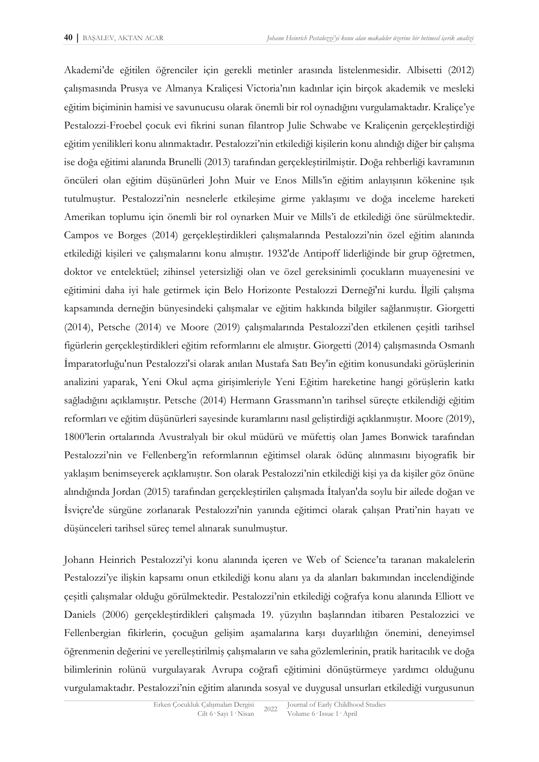Akademi'de eğitilen öğrenciler için gerekli metinler arasında listelenmesidir. Albisetti (2012) çalışmasında Prusya ve Almanya Kraliçesi Victoria'nın kadınlar için birçok akademik ve mesleki eğitim biçiminin hamisi ve savunucusu olarak önemli bir rol oynadığını vurgulamaktadır. Kraliçe'ye Pestalozzi-Froebel çocuk evi fikrini sunan filantrop Julie Schwabe ve Kraliçenin gerçekleştirdiği eğitim yenilikleri konu alınmaktadır. Pestalozzi'nin etkilediği kişilerin konu alındığı diğer bir çalışma ise doğa eğitimi alanında Brunelli (2013) tarafından gerçekleştirilmiştir. Doğa rehberliği kavramının öncüleri olan eğitim düşünürleri John Muir ve Enos Mills'in eğitim anlayışının kökenine ışık tutulmuştur. Pestalozzi'nin nesnelerle etkileşime girme yaklaşımı ve doğa inceleme hareketi Amerikan toplumu için önemli bir rol oynarken Muir ve Mills'i de etkilediği öne sürülmektedir. Campos ve Borges (2014) gerçekleştirdikleri çalışmalarında Pestalozzi'nin özel eğitim alanında etkilediği kişileri ve çalışmalarını konu almıştır. 1932'de Antipoff liderliğinde bir grup öğretmen, doktor ve entelektüel; zihinsel yetersizliği olan ve özel gereksinimli çocukların muayenesini ve eğitimini daha iyi hale getirmek için Belo Horizonte Pestalozzi Derneği'ni kurdu. İlgili çalışma kapsamında derneğin bünyesindeki çalışmalar ve eğitim hakkında bilgiler sağlanmıştır. Giorgetti (2014), Petsche (2014) ve Moore (2019) çalışmalarında Pestalozzi'den etkilenen çeşitli tarihsel figürlerin gerçekleştirdikleri eğitim reformlarını ele almıştır. Giorgetti (2014) çalışmasında Osmanlı İmparatorluğu'nun Pestalozzi'si olarak anılan Mustafa Satı Bey'in eğitim konusundaki görüşlerinin analizini yaparak, Yeni Okul açma girişimleriyle Yeni Eğitim hareketine hangi görüşlerin katkı sağladığını açıklamıştır. Petsche (2014) Hermann Grassmann'ın tarihsel süreçte etkilendiği eğitim reformları ve eğitim düşünürleri sayesinde kuramlarını nasıl geliştirdiği açıklanmıştır. Moore (2019), 1800'lerin ortalarında Avustralyalı bir okul müdürü ve müfettiş olan James Bonwick tarafından Pestalozzi'nin ve Fellenberg'in reformlarının eğitimsel olarak ödünç alınmasını biyografik bir yaklaşım benimseyerek açıklamıştır. Son olarak Pestalozzi'nin etkilediği kişi ya da kişiler göz önüne alındığında Jordan (2015) tarafından gerçekleştirilen çalışmada İtalyan'da soylu bir ailede doğan ve İsviçre'de sürgüne zorlanarak Pestalozzi'nin yanında eğitimci olarak çalışan Prati'nin hayatı ve düşünceleri tarihsel süreç temel alınarak sunulmuştur.

Johann Heinrich Pestalozzi'yi konu alanında içeren ve Web of Science'ta taranan makalelerin Pestalozzi'ye ilişkin kapsamı onun etkilediği konu alanı ya da alanları bakımından incelendiğinde çeşitli çalışmalar olduğu görülmektedir. Pestalozzi'nin etkilediği coğrafya konu alanında Elliott ve Daniels (2006) gerçekleştirdikleri çalışmada 19. yüzyılın başlarından itibaren Pestalozzici ve Fellenbergian fikirlerin, çocuğun gelişim aşamalarına karşı duyarlılığın önemini, deneyimsel öğrenmenin değerini ve yerelleştirilmiş çalışmaların ve saha gözlemlerinin, pratik haritacılık ve doğa bilimlerinin rolünü vurgulayarak Avrupa coğrafi eğitimini dönüştürmeye yardımcı olduğunu vurgulamaktadır. Pestalozzi'nin eğitim alanında sosyal ve duygusal unsurları etkilediği vurgusunun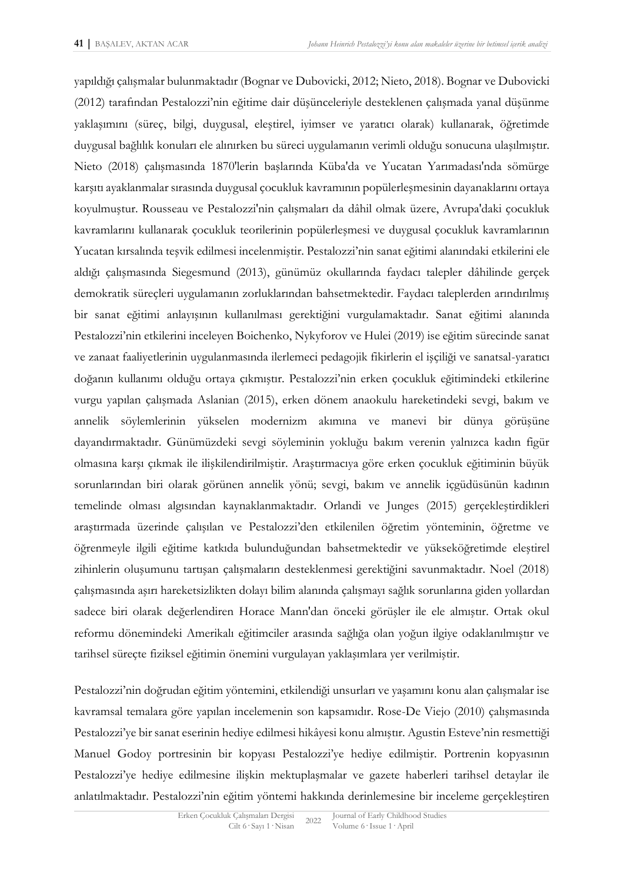yapıldığı çalışmalar bulunmaktadır (Bognar ve Dubovicki, 2012; Nieto, 2018). Bognar ve Dubovicki (2012) tarafından Pestalozzi'nin eğitime dair düşünceleriyle desteklenen çalışmada yanal düşünme yaklaşımını (süreç, bilgi, duygusal, eleştirel, iyimser ve yaratıcı olarak) kullanarak, öğretimde duygusal bağlılık konuları ele alınırken bu süreci uygulamanın verimli olduğu sonucuna ulaşılmıştır. Nieto (2018) çalışmasında 1870'lerin başlarında Küba'da ve Yucatan Yarımadası'nda sömürge karşıtı ayaklanmalar sırasında duygusal çocukluk kavramının popülerleşmesinin dayanaklarını ortaya koyulmuştur. Rousseau ve Pestalozzi'nin çalışmaları da dâhil olmak üzere, Avrupa'daki çocukluk kavramlarını kullanarak çocukluk teorilerinin popülerleşmesi ve duygusal çocukluk kavramlarının Yucatan kırsalında teşvik edilmesi incelenmiştir. Pestalozzi'nin sanat eğitimi alanındaki etkilerini ele aldığı çalışmasında Siegesmund (2013), günümüz okullarında faydacı talepler dâhilinde gerçek demokratik süreçleri uygulamanın zorluklarından bahsetmektedir. Faydacı taleplerden arındırılmış bir sanat eğitimi anlayışının kullanılması gerektiğini vurgulamaktadır. Sanat eğitimi alanında Pestalozzi'nin etkilerini inceleyen Boichenko, Nykyforov ve Hulei (2019) ise eğitim sürecinde sanat ve zanaat faaliyetlerinin uygulanmasında ilerlemeci pedagojik fikirlerin el işçiliği ve sanatsal-yaratıcı doğanın kullanımı olduğu ortaya çıkmıştır. Pestalozzi'nin erken çocukluk eğitimindeki etkilerine vurgu yapılan çalışmada Aslanian (2015), erken dönem anaokulu hareketindeki sevgi, bakım ve annelik söylemlerinin yükselen modernizm akımına ve manevi bir dünya görüşüne dayandırmaktadır. Günümüzdeki sevgi söyleminin yokluğu bakım verenin yalnızca kadın figür olmasına karşı çıkmak ile ilişkilendirilmiştir. Araştırmacıya göre erken çocukluk eğitiminin büyük sorunlarından biri olarak görünen annelik yönü; sevgi, bakım ve annelik içgüdüsünün kadının temelinde olması algısından kaynaklanmaktadır. Orlandi ve Junges (2015) gerçekleştirdikleri araştırmada üzerinde çalışılan ve Pestalozzi'den etkilenilen öğretim yönteminin, öğretme ve öğrenmeyle ilgili eğitime katkıda bulunduğundan bahsetmektedir ve yükseköğretimde eleştirel zihinlerin oluşumunu tartışan çalışmaların desteklenmesi gerektiğini savunmaktadır. Noel (2018) çalışmasında aşırı hareketsizlikten dolayı bilim alanında çalışmayı sağlık sorunlarına giden yollardan sadece biri olarak değerlendiren Horace Mann'dan önceki görüşler ile ele almıştır. Ortak okul reformu dönemindeki Amerikalı eğitimciler arasında sağlığa olan yoğun ilgiye odaklanılmıştır ve tarihsel süreçte fiziksel eğitimin önemini vurgulayan yaklaşımlara yer verilmiştir.

Pestalozzi'nin doğrudan eğitim yöntemini, etkilendiği unsurları ve yaşamını konu alan çalışmalar ise kavramsal temalara göre yapılan incelemenin son kapsamıdır. Rose-De Viejo (2010) çalışmasında Pestalozzi'ye bir sanat eserinin hediye edilmesi hikâyesi konu almıştır. Agustin Esteve'nin resmettiği Manuel Godoy portresinin bir kopyası Pestalozzi'ye hediye edilmiştir. Portrenin kopyasının Pestalozzi'ye hediye edilmesine ilişkin mektuplaşmalar ve gazete haberleri tarihsel detaylar ile anlatılmaktadır. Pestalozzi'nin eğitim yöntemi hakkında derinlemesine bir inceleme gerçekleştiren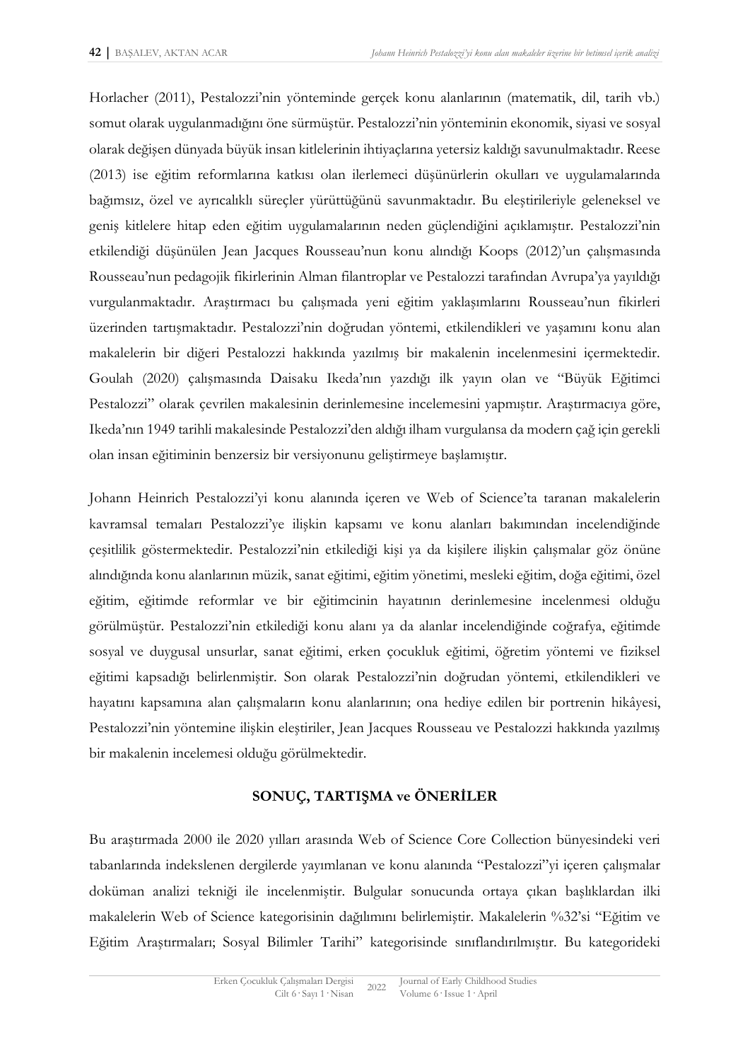Horlacher (2011), Pestalozzi'nin yönteminde gerçek konu alanlarının (matematik, dil, tarih vb.) somut olarak uygulanmadığını öne sürmüştür. Pestalozzi'nin yönteminin ekonomik, siyasi ve sosyal olarak değişen dünyada büyük insan kitlelerinin ihtiyaçlarına yetersiz kaldığı savunulmaktadır. Reese (2013) ise eğitim reformlarına katkısı olan ilerlemeci düşünürlerin okulları ve uygulamalarında bağımsız, özel ve ayrıcalıklı süreçler yürüttüğünü savunmaktadır. Bu eleştirileriyle geleneksel ve geniş kitlelere hitap eden eğitim uygulamalarının neden güçlendiğini açıklamıştır. Pestalozzi'nin etkilendiği düşünülen Jean Jacques Rousseau'nun konu alındığı Koops (2012)'un çalışmasında Rousseau'nun pedagojik fikirlerinin Alman filantroplar ve Pestalozzi tarafından Avrupa'ya yayıldığı vurgulanmaktadır. Araştırmacı bu çalışmada yeni eğitim yaklaşımlarını Rousseau'nun fikirleri üzerinden tartışmaktadır. Pestalozzi'nin doğrudan yöntemi, etkilendikleri ve yaşamını konu alan makalelerin bir diğeri Pestalozzi hakkında yazılmış bir makalenin incelenmesini içermektedir. Goulah (2020) çalışmasında Daisaku Ikeda'nın yazdığı ilk yayın olan ve "Büyük Eğitimci Pestalozzi" olarak çevrilen makalesinin derinlemesine incelemesini yapmıştır. Araştırmacıya göre, Ikeda'nın 1949 tarihli makalesinde Pestalozzi'den aldığı ilham vurgulansa da modern çağ için gerekli olan insan eğitiminin benzersiz bir versiyonunu geliştirmeye başlamıştır.

Johann Heinrich Pestalozzi'yi konu alanında içeren ve Web of Science'ta taranan makalelerin kavramsal temaları Pestalozzi'ye ilişkin kapsamı ve konu alanları bakımından incelendiğinde çeşitlilik göstermektedir. Pestalozzi'nin etkilediği kişi ya da kişilere ilişkin çalışmalar göz önüne alındığında konu alanlarının müzik, sanat eğitimi, eğitim yönetimi, mesleki eğitim, doğa eğitimi, özel eğitim, eğitimde reformlar ve bir eğitimcinin hayatının derinlemesine incelenmesi olduğu görülmüştür. Pestalozzi'nin etkilediği konu alanı ya da alanlar incelendiğinde coğrafya, eğitimde sosyal ve duygusal unsurlar, sanat eğitimi, erken çocukluk eğitimi, öğretim yöntemi ve fiziksel eğitimi kapsadığı belirlenmiştir. Son olarak Pestalozzi'nin doğrudan yöntemi, etkilendikleri ve hayatını kapsamına alan çalışmaların konu alanlarının; ona hediye edilen bir portrenin hikâyesi, Pestalozzi'nin yöntemine ilişkin eleştiriler, Jean Jacques Rousseau ve Pestalozzi hakkında yazılmış bir makalenin incelemesi olduğu görülmektedir.

## SONUÇ, TARTIŞMA ve ÖNERİLER

Bu araştırmada 2000 ile 2020 yılları arasında Web of Science Core Collection bünyesindeki veri tabanlarında indekslenen dergilerde yayımlanan ve konu alanında "Pestalozzi"yi içeren çalışmalar doküman analizi tekniği ile incelenmiştir. Bulgular sonucunda ortaya çıkan başlıklardan ilki makalelerin Web of Science kategorisinin dağılımını belirlemiştir. Makalelerin %32'si "Eğitim ve Eğitim Araştırmaları; Sosyal Bilimler Tarihi" kategorisinde sınıflandırılmıştır. Bu kategorideki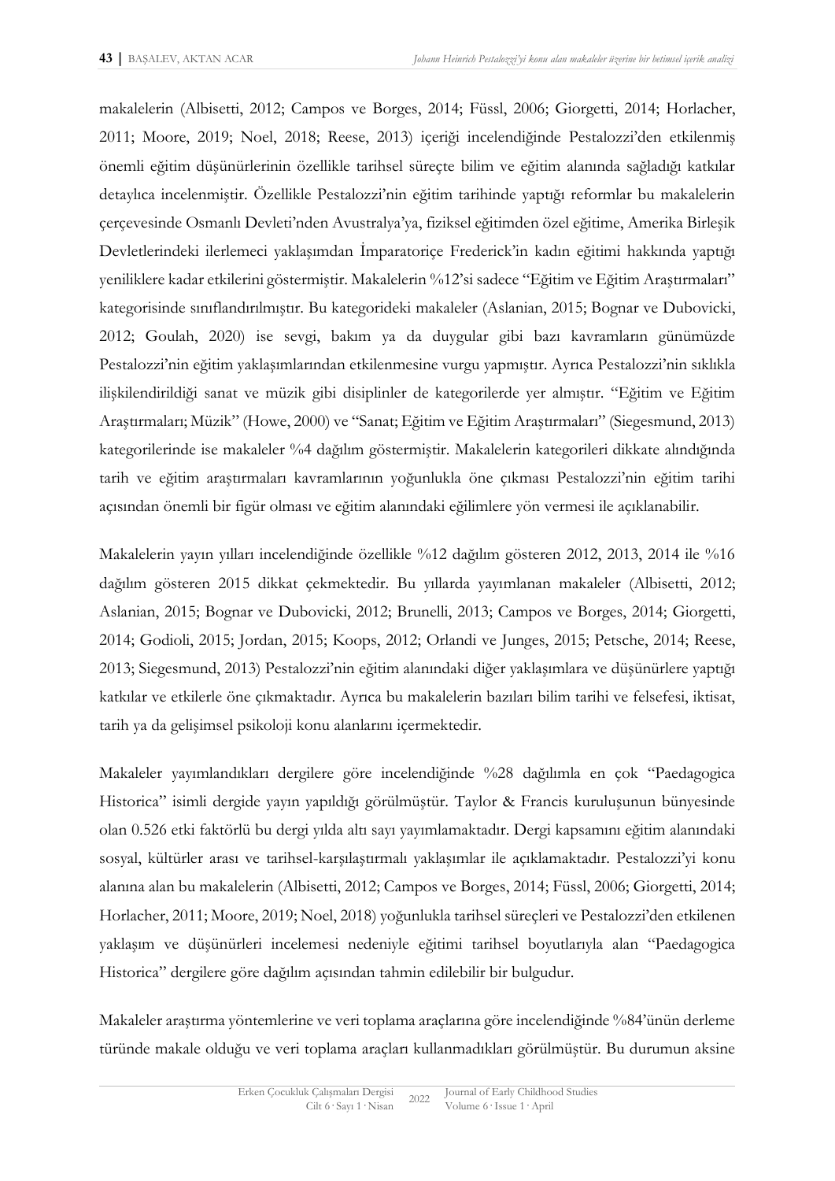makalelerin (Albisetti, 2012; Campos ve Borges, 2014; Füssl, 2006; Giorgetti, 2014; Horlacher, 2011; Moore, 2019; Noel, 2018; Reese, 2013) içeriği incelendiğinde Pestalozzi'den etkilenmiş önemli eğitim düşünürlerinin özellikle tarihsel süreçte bilim ve eğitim alanında sağladığı katkılar detaylıca incelenmiştir. Özellikle Pestalozzi'nin eğitim tarihinde yaptığı reformlar bu makalelerin çerçevesinde Osmanlı Devleti'nden Avustralya'ya, fiziksel eğitimden özel eğitime, Amerika Birleşik Devletlerindeki ilerlemeci yaklaşımdan İmparatoriçe Frederick'in kadın eğitimi hakkında yaptığı yeniliklere kadar etkilerini göstermiştir. Makalelerin %12'si sadece "Eğitim ve Eğitim Araştırmaları" kategorisinde sınıflandırılmıştır. Bu kategorideki makaleler (Aslanian, 2015; Bognar ve Dubovicki, 2012; Goulah, 2020) ise sevgi, bakım ya da duygular gibi bazı kavramların günümüzde Pestalozzi'nin eğitim yaklaşımlarından etkilenmesine vurgu yapmıştır. Ayrıca Pestalozzi'nin sıklıkla ilişkilendirildiği sanat ve müzik gibi disiplinler de kategorilerde yer almıştır. "Eğitim ve Eğitim Araştırmaları; Müzik" (Howe, 2000) ve "Sanat; Eğitim ve Eğitim Araştırmaları" (Siegesmund, 2013) kategorilerinde ise makaleler %4 dağılım göstermiştir. Makalelerin kategorileri dikkate alındığında tarih ve eğitim araştırmaları kavramlarının yoğunlukla öne çıkması Pestalozzi'nin eğitim tarihi açısından önemli bir figür olması ve eğitim alanındaki eğilimlere yön vermesi ile açıklanabilir.

Makalelerin yayın yılları incelendiğinde özellikle %12 dağılım gösteren 2012, 2013, 2014 ile %16 dağılım gösteren 2015 dikkat çekmektedir. Bu yıllarda yayımlanan makaleler (Albisetti, 2012; Aslanian, 2015; Bognar ve Dubovicki, 2012; Brunelli, 2013; Campos ve Borges, 2014; Giorgetti, 2014; Godioli, 2015; Jordan, 2015; Koops, 2012; Orlandi ve Junges, 2015; Petsche, 2014; Reese, 2013; Siegesmund, 2013) Pestalozzi'nin eğitim alanındaki diğer yaklaşımlara ve düşünürlere yaptığı katkılar ve etkilerle öne çıkmaktadır. Ayrıca bu makalelerin bazıları bilim tarihi ve felsefesi, iktisat, tarih ya da gelişimsel psikoloji konu alanlarını içermektedir.

Makaleler yayımlandıkları dergilere göre incelendiğinde %28 dağılımla en çok "Paedagogica Historica" isimli dergide yayın yapıldığı görülmüştür. Taylor & Francis kuruluşunun bünyesinde olan 0.526 etki faktörlü bu dergi yılda altı sayı yayımlamaktadır. Dergi kapsamını eğitim alanındaki sosyal, kültürler arası ve tarihsel-karşılaştırmalı yaklaşımlar ile açıklamaktadır. Pestalozzi'yi konu alanına alan bu makalelerin (Albisetti, 2012; Campos ve Borges, 2014; Füssl, 2006; Giorgetti, 2014; Horlacher, 2011; Moore, 2019; Noel, 2018) yoğunlukla tarihsel süreçleri ve Pestalozzi'den etkilenen yaklaşım ve düşünürleri incelemesi nedeniyle eğitimi tarihsel boyutlarıyla alan "Paedagogica Historica" dergilere göre dağılım açısından tahmin edilebilir bir bulgudur.

Makaleler araştırma yöntemlerine ve veri toplama araçlarına göre incelendiğinde %84'ünün derleme türünde makale olduğu ve veri toplama araçları kullanmadıkları görülmüştür. Bu durumun aksine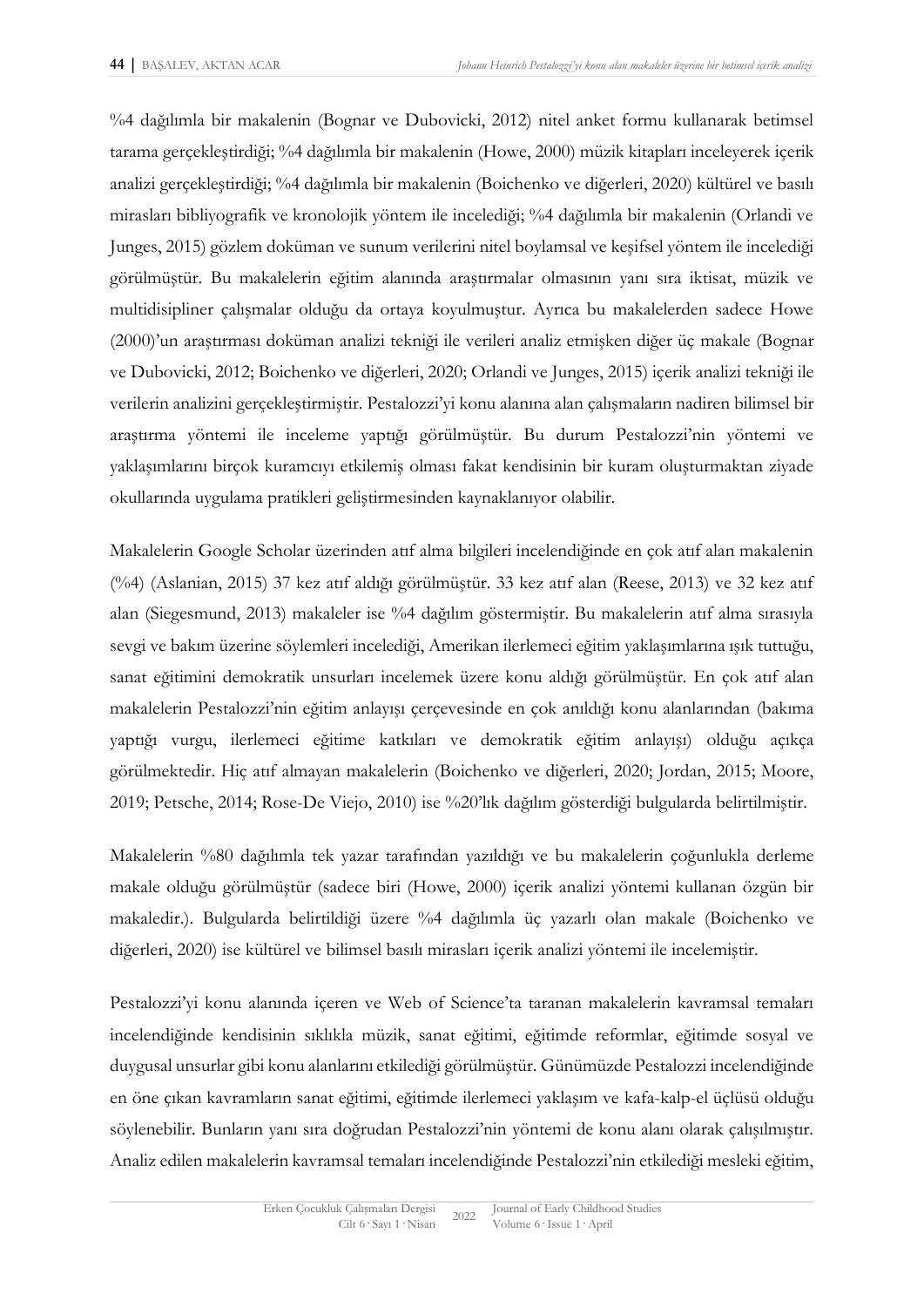%4 dağılımla bir makalenin (Bognar ve Dubovicki, 2012) nitel anket formu kullanarak betimsel tarama gerçekleştirdiği; %4 dağılımla bir makalenin (Howe, 2000) müzik kitapları inceleyerek içerik analizi gerçekleştirdiği; %4 dağılımla bir makalenin (Boichenko ve diğerleri, 2020) kültürel ve basılı mirasları bibliyografik ve kronolojik yöntem ile incelediği; %4 dağılımla bir makalenin (Orlandi ve Junges, 2015) gözlem doküman ve sunum verilerini nitel boylamsal ve keşifsel yöntem ile incelediği görülmüştür. Bu makalelerin eğitim alanında araştırmalar olmasının yanı sıra iktisat, müzik ve multidisipliner çalışmalar olduğu da ortaya koyulmuştur. Ayrıca bu makalelerden sadece Howe (2000)'un araştırması doküman analizi tekniği ile verileri analiz etmişken diğer üç makale (Bognar ve Dubovicki, 2012; Boichenko ve diğerleri, 2020; Orlandi ve Junges, 2015) içerik analizi tekniği ile verilerin analizini gerçekleştirmiştir. Pestalozzi'yi konu alanına alan çalışmaların nadiren bilimsel bir araştırma yöntemi ile inceleme yaptığı görülmüştür. Bu durum Pestalozzi'nin yöntemi ve yaklaşımlarını birçok kuramcıyı etkilemiş olması fakat kendisinin bir kuram oluşturmaktan ziyade okullarında uygulama pratikleri geliştirmesinden kaynaklanıyor olabilir.

Makalelerin Google Scholar üzerinden atıf alma bilgileri incelendiğinde en çok atıf alan makalenin (%4) (Aslanian, 2015) 37 kez atıf aldığı görülmüştür. 33 kez atıf alan (Reese, 2013) ve 32 kez atıf alan (Siegesmund, 2013) makaleler ise %4 dağılım göstermiştir. Bu makalelerin atıf alma sırasıyla sevgi ve bakım üzerine söylemleri incelediği, Amerikan ilerlemeci eğitim yaklaşımlarına ışık tuttuğu, sanat eğitimini demokratik unsurları incelemek üzere konu aldığı görülmüştür. En çok atıf alan makalelerin Pestalozzi'nin eğitim anlayışı çerçevesinde en çok anıldığı konu alanlarından (bakıma yaptığı vurgu, ilerlemeci eğitime katkıları ve demokratik eğitim anlayışı) olduğu açıkça görülmektedir. Hiç atıf almayan makalelerin (Boichenko ve diğerleri, 2020; Jordan, 2015; Moore, 2019; Petsche, 2014; Rose-De Viejo, 2010) ise %20'lık dağılım gösterdiği bulgularda belirtilmiştir.

Makalelerin %80 dağılımla tek yazar tarafından yazıldığı ve bu makalelerin çoğunlukla derleme makale olduğu görülmüştür (sadece biri (Howe, 2000) içerik analizi yöntemi kullanan özgün bir makaledir.). Bulgularda belirtildiği üzere %4 dağılımla üç yazarlı olan makale (Boichenko ve diğerleri, 2020) ise kültürel ve bilimsel basılı mirasları içerik analizi yöntemi ile incelemiştir.

Pestalozzi'yi konu alanında içeren ve Web of Science'ta taranan makalelerin kavramsal temaları incelendiğinde kendisinin sıklıkla müzik, sanat eğitimi, eğitimde reformlar, eğitimde sosyal ve duygusal unsurlar gibi konu alanlarını etkilediği görülmüştür. Günümüzde Pestalozzi incelendiğinde en öne çıkan kavramların sanat eğitimi, eğitimde ilerlemeci yaklaşım ve kafa-kalp-el üçlüsü olduğu söylenebilir. Bunların yanı sıra doğrudan Pestalozzi'nin yöntemi de konu alanı olarak çalışılmıştır. Analiz edilen makalelerin kavramsal temaları incelendiğinde Pestalozzi'nin etkilediği mesleki eğitim,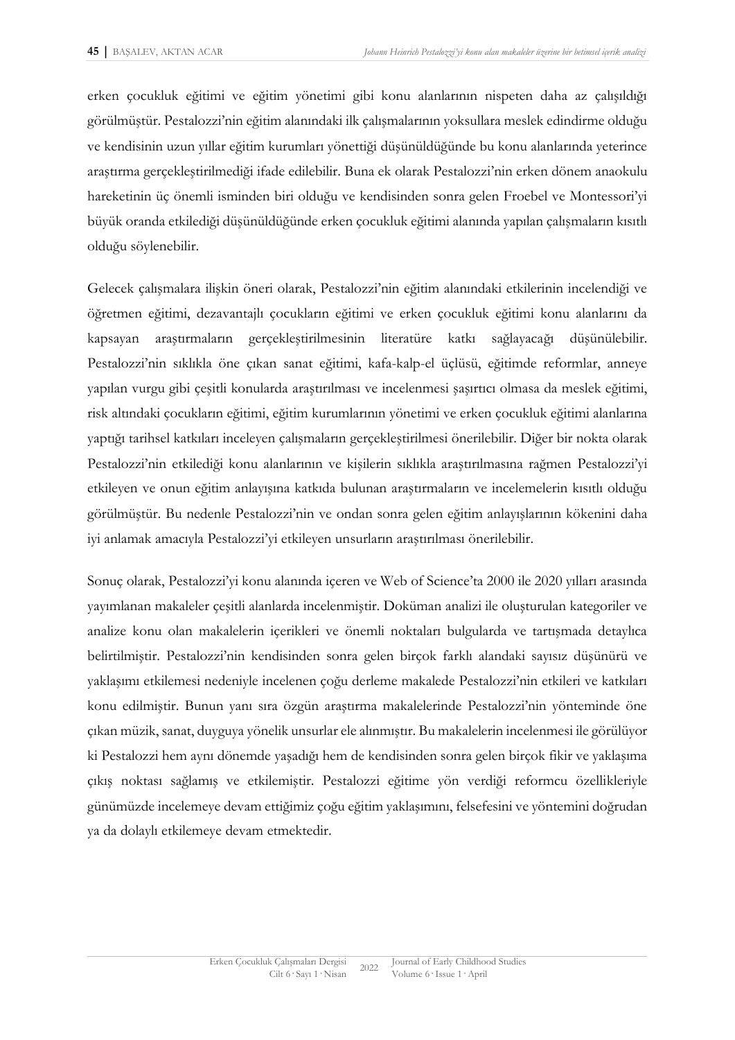erken çocukluk eğitimi ve eğitim yönetimi gibi konu alanlarının nispeten daha az çalışıldığı görülmüştür. Pestalozzi'nin eğitim alanındaki ilk çalışmalarının yoksullara meslek edindirme olduğu ve kendisinin uzun yıllar eğitim kurumları yönettiği düşünüldüğünde bu konu alanlarında yeterince araştırma gerçekleştirilmediği ifade edilebilir. Buna ek olarak Pestalozzi'nin erken dönem anaokulu hareketinin üç önemli isminden biri olduğu ve kendisinden sonra gelen Froebel ve Montessori'yi büyük oranda etkilediği düşünüldüğünde erken çocukluk eğitimi alanında yapılan çalışmaların kısıtlı olduğu söylenebilir.

Gelecek çalışmalara ilişkin öneri olarak, Pestalozzi'nin eğitim alanındaki etkilerinin incelendiği ve öğretmen eğitimi, dezavantajlı çocukların eğitimi ve erken çocukluk eğitimi konu alanlarını da kapsayan araştırmaların gerçekleştirilmesinin literatüre katkı sağlayacağı düşünülebilir. Pestalozzi'nin sıklıkla öne çıkan sanat eğitimi, kafa-kalp-el üçlüsü, eğitimde reformlar, anneye yapılan vurgu gibi çeşitli konularda araştırılması ve incelenmesi şaşırtıcı olmasa da meslek eğitimi, risk altındaki çocukların eğitimi, eğitim kurumlarının yönetimi ve erken çocukluk eğitimi alanlarına yaptığı tarihsel katkıları inceleyen çalışmaların gerçekleştirilmesi önerilebilir. Diğer bir nokta olarak Pestalozzi'nin etkilediği konu alanlarının ve kişilerin sıklıkla araştırılmasına rağmen Pestalozzi'yi etkileyen ve onun eğitim anlayışına katkıda bulunan araştırmaların ve incelemelerin kısıtlı olduğu görülmüştür. Bu nedenle Pestalozzi'nin ve ondan sonra gelen eğitim anlayışlarının kökenini daha iyi anlamak amacıyla Pestalozzi'yi etkileyen unsurların araştırılması önerilebilir.

Sonuç olarak, Pestalozzi'yi konu alanında içeren ve Web of Science'ta 2000 ile 2020 yılları arasında yayımlanan makaleler çeşitli alanlarda incelenmiştir. Doküman analizi ile oluşturulan kategoriler ve analize konu olan makalelerin içerikleri ve önemli noktaları bulgularda ve tartışmada detaylıca belirtilmiştir. Pestalozzi'nin kendisinden sonra gelen birçok farklı alandaki sayısız düşünürü ve yaklaşımı etkilemesi nedeniyle incelenen çoğu derleme makalede Pestalozzi'nin etkileri ve katkıları konu edilmiştir. Bunun yanı sıra özgün araştırma makalelerinde Pestalozzi'nin yönteminde öne çıkan müzik, sanat, duyguya yönelik unsurlar ele alınmıştır. Bu makalelerin incelenmesi ile görülüyor ki Pestalozzi hem aynı dönemde yaşadığı hem de kendisinden sonra gelen birçok fikir ve yaklaşıma çıkış noktası sağlamış ve etkilemiştir. Pestalozzi eğitime yön verdiği reformcu özellikleriyle günümüzde incelemeye devam ettiğimiz çoğu eğitim yaklaşımını, felsefesini ve yöntemini doğrudan ya da dolaylı etkilemeye devam etmektedir.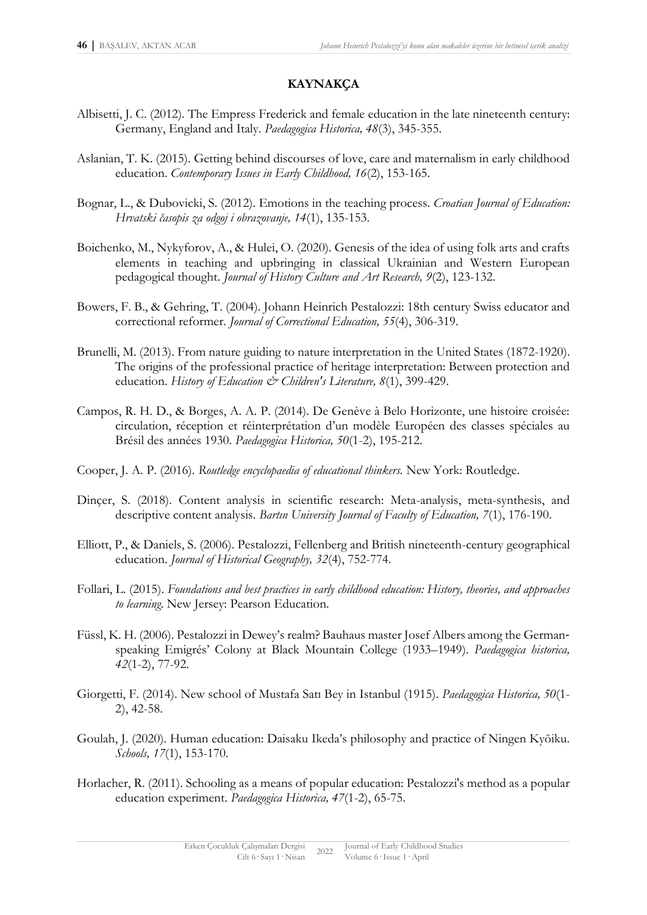## KAYNAKÇA

Albisetti, J. C. (2012). The Empress Frederick and female education in the late nineteenth century: Germany, England and Italy. *Paedagogica Historica, 48*(3), 345-355.

Aslanian, T. K. (2015). Getting behind discourses of love, care and maternalism in early childhood education. *Contemporary Issues in Early Childhood, 16*(2), 153-165.

Bognar, L., & Dubovicki, S. (2012). Emotions in the teaching process. *Croatian Journal of Education: Hrvatski časopis za odgoj i obrazovanje, 14*(1), 135-153.

Boichenko, M., Nykyforov, A., & Hulei, O. (2020). Genesis of the idea of using folk arts and crafts elements in teaching and upbringing in classical Ukrainian and Western European pedagogical thought. *Journal of History Culture and Art Research, 9*(2), 123-132.

Bowers, F. B., & Gehring, T. (2004). Johann Heinrich Pestalozzi: 18th century Swiss educator and correctional reformer. *Journal of Correctional Education, 55*(4), 306-319.

Brunelli, M. (2013). From nature guiding to nature interpretation in the United States (1872-1920). The origins of the professional practice of heritage interpretation: Between protection and education. *History of Education & Children's Literature, 8*(1), 399-429.

Campos, R. H. D., & Borges, A. A. P. (2014). De Genève à Belo Horizonte, une histoire croisée: circulation, réception et réinterprétation d'un modèle Européen des classes spéciales au Brésil des années 1930. *Paedagogica Historica, 50*(1-2), 195-212.

Cooper, J. A. P. (2016). *Routledge encyclopaedia of educational thinkers.* New York: Routledge.

Dinçer, S. (2018). Content analysis in scientific research: Meta-analysis, meta-synthesis, and descriptive content analysis. *Bartın University Journal of Faculty of Education, 7*(1), 176-190.

Elliott, P., & Daniels, S. (2006). Pestalozzi, Fellenberg and British nineteenth-century geographical education. *Journal of Historical Geography, 32*(4), 752-774.

Follari, L. (2015). *Foundations and best practices in early childhood education: History, theories, and approaches to learning.* New Jersey: Pearson Education.

Füssl, K. H. (2006). Pestalozzi in Dewey's realm? Bauhaus master Josef Albers among the German-speaking Emigrés' Colony at Black Mountain College (1933–1949). *Paedagogica historica, 42*(1-2), 77-92.

Giorgetti, F. (2014). New school of Mustafa Satı Bey in Istanbul (1915). *Paedagogica Historica, 50*(1-2), 42-58.

Goulah, J. (2020). Human education: Daisaku Ikeda's philosophy and practice of Ningen Kyōiku. *Schools, 17*(1), 153-170.

Horlacher, R. (2011). Schooling as a means of popular education: Pestalozzi's method as a popular education experiment. *Paedagogica Historica, 47*(1-2), 65-75.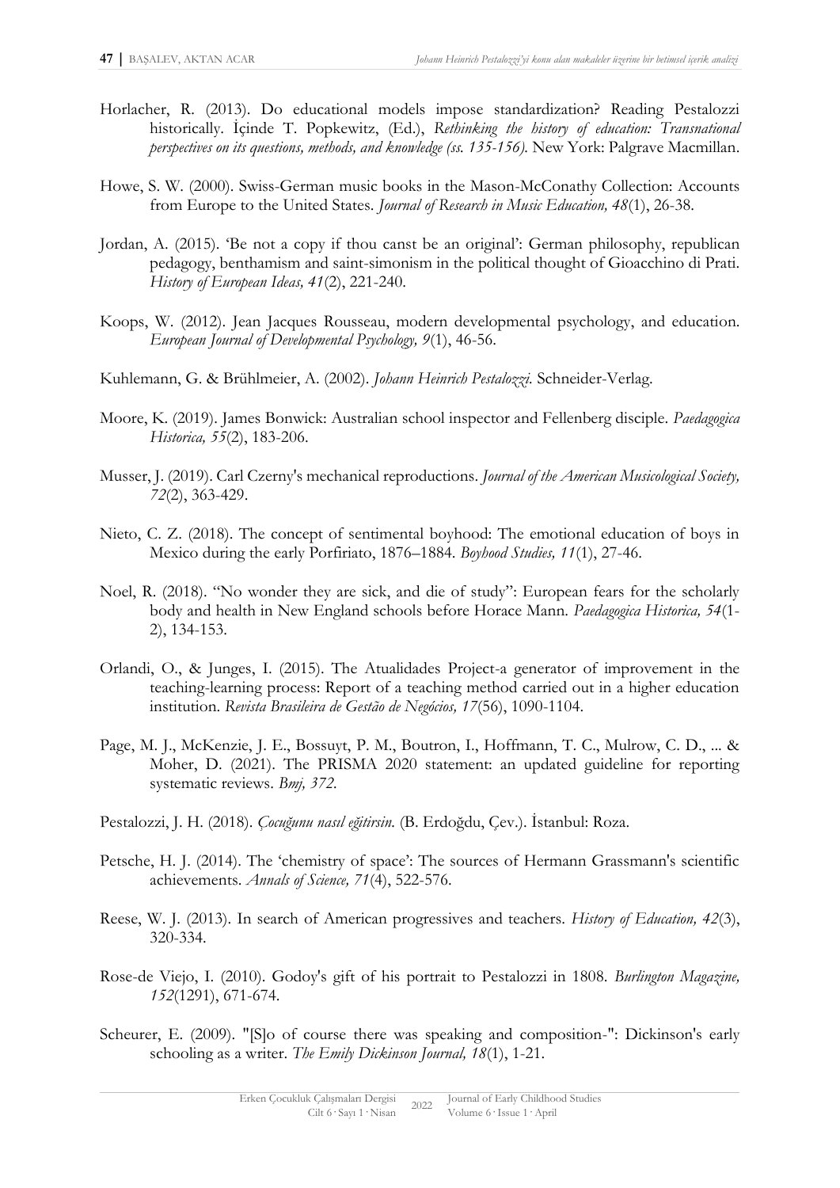Horlacher, R. (2013). Do educational models impose standardization? Reading Pestalozzi historically. İçinde T. Popkewitz, (Ed.), *Rethinking the history of education: Transnational perspectives on its questions, methods, and knowledge (ss. 135-156).* New York: Palgrave Macmillan.

Howe, S. W. (2000). Swiss-German music books in the Mason-McConathy Collection: Accounts from Europe to the United States. *Journal of Research in Music Education, 48*(1), 26-38.

Jordan, A. (2015). 'Be not a copy if thou canst be an original': German philosophy, republican pedagogy, benthamism and saint-simonism in the political thought of Gioacchino di Prati. *History of European Ideas, 41*(2), 221-240.

Koops, W. (2012). Jean Jacques Rousseau, modern developmental psychology, and education. *European Journal of Developmental Psychology, 9*(1), 46-56.

Kuhlemann, G. & Brühlmeier, A. (2002). *Johann Heinrich Pestalozzi.* Schneider-Verlag.

Moore, K. (2019). James Bonwick: Australian school inspector and Fellenberg disciple. *Paedagogica Historica, 55*(2), 183-206.

Musser, J. (2019). Carl Czerny's mechanical reproductions. *Journal of the American Musicological Society, 72*(2), 363-429.

Nieto, C. Z. (2018). The concept of sentimental boyhood: The emotional education of boys in Mexico during the early Porfiriato, 1876–1884. *Boyhood Studies, 11*(1), 27-46.

Noel, R. (2018). "No wonder they are sick, and die of study": European fears for the scholarly body and health in New England schools before Horace Mann. *Paedagogica Historica, 54*(1-2), 134-153.

Orlandi, O., & Junges, I. (2015). The Atualidades Project-a generator of improvement in the teaching-learning process: Report of a teaching method carried out in a higher education institution. *Revista Brasileira de Gestão de Negócios, 17*(56), 1090-1104.

Page, M. J., McKenzie, J. E., Bossuyt, P. M., Boutron, I., Hoffmann, T. C., Mulrow, C. D., ... & Moher, D. (2021). The PRISMA 2020 statement: an updated guideline for reporting systematic reviews. *Bmj, 372.*

Pestalozzi, J. H. (2018). *Çocuğunu nasıl eğitirsin.* (B. Erdoğdu, Çev.). İstanbul: Roza.

Petsche, H. J. (2014). The 'chemistry of space': The sources of Hermann Grassmann's scientific achievements. *Annals of Science, 71*(4), 522-576.

Reese, W. J. (2013). In search of American progressives and teachers. *History of Education, 42*(3), 320-334.

Rose-de Viejo, I. (2010). Godoy's gift of his portrait to Pestalozzi in 1808. *Burlington Magazine, 152*(1291), 671-674.

Scheurer, E. (2009). "[S]o of course there was speaking and composition-": Dickinson's early schooling as a writer. *The Emily Dickinson Journal, 18*(1), 1-21.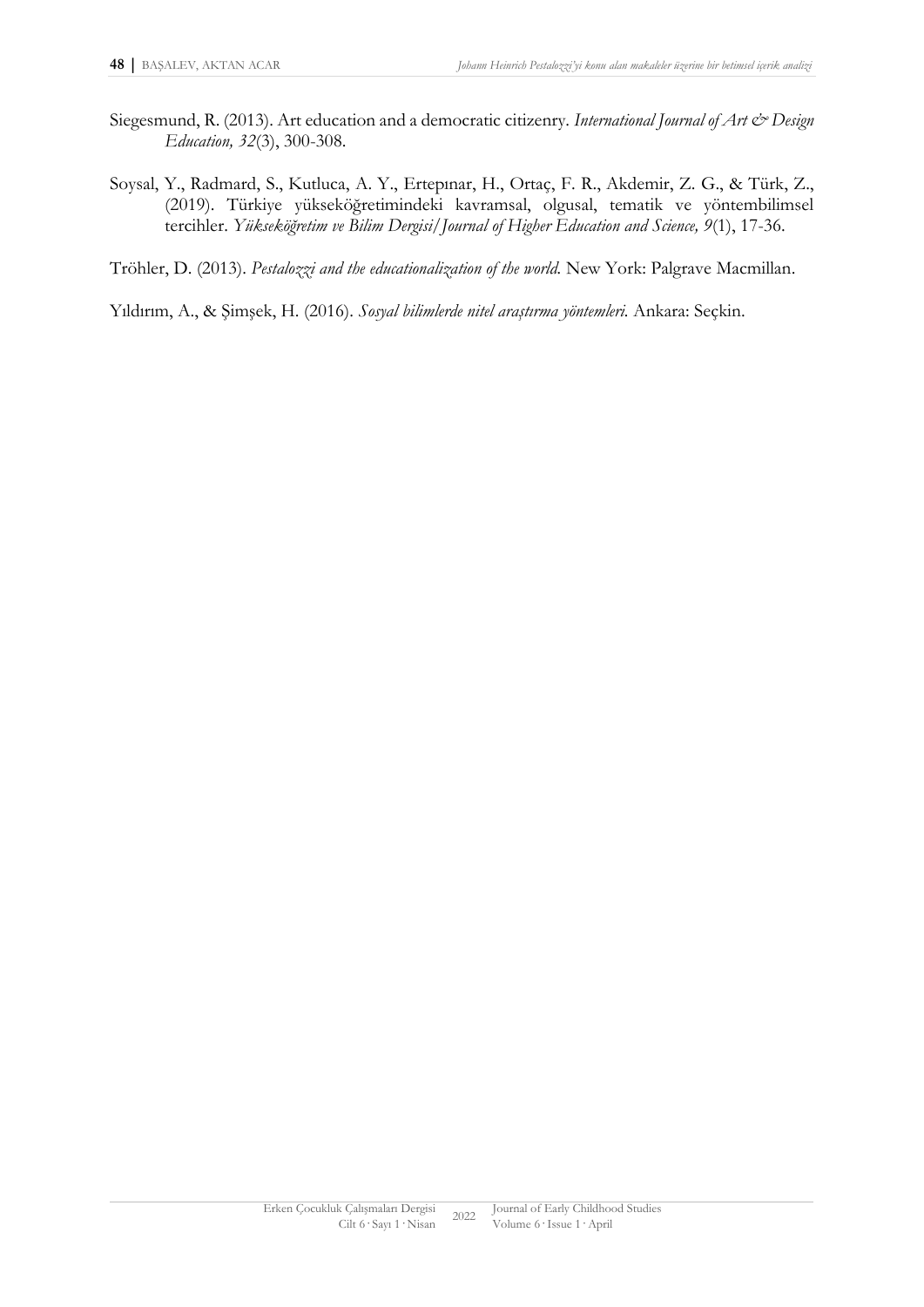Siegesmund, R. (2013). Art education and a democratic citizenry. *International Journal of Art & Design Education, 32*(3), 300-308.

Soysal, Y., Radmard, S., Kutluca, A. Y., Ertepınar, H., Ortaç, F. R., Akdemir, Z. G., & Türk, Z., (2019). Türkiye yükseköğretimindeki kavramsal, olgusal, tematik ve yöntembilimsel tercihler. *Yükseköğretim ve Bilim Dergisi/Journal of Higher Education and Science, 9*(1), 17-36.

Tröhler, D. (2013). *Pestalozzi and the educationalization of the world.* New York: Palgrave Macmillan.

Yıldırım, A., & Şimşek, H. (2016). *Sosyal bilimlerde nitel araştırma yöntemleri.* Ankara: Seçkin.